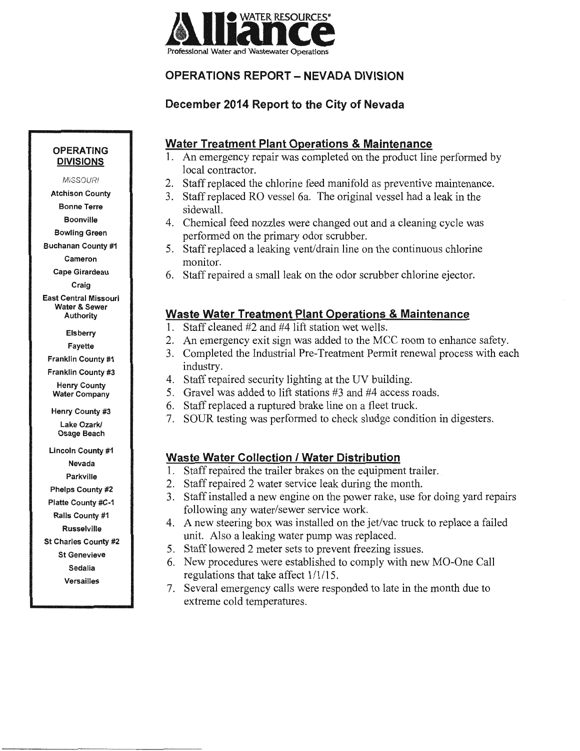**Alliance** WATER RESOURCES®

Professional Water and Wastewater Operations

## OPERATIONS REPORT – NEVADA DIVISION

### December 2014 Report to the City of Nevada

### Water Treatment Plant Operations & Maintenance

1. An emergency repair was completed on the product line performed by local contractor.
2. Staff replaced the chlorine feed manifold as preventive maintenance.
3. Staff replaced RO vessel 6a. The original vessel had a leak in the sidewall.
4. Chemical feed nozzles were changed out and a cleaning cycle was performed on the primary odor scrubber.
5. Staff replaced a leaking vent/drain line on the continuous chlorine monitor.
6. Staff repaired a small leak on the odor scrubber chlorine ejector.

### Waste Water Treatment Plant Operations & Maintenance

1. Staff cleaned #2 and #4 lift station wet wells.
2. An emergency exit sign was added to the MCC room to enhance safety.
3. Completed the Industrial Pre-Treatment Permit renewal process with each industry.
4. Staff repaired security lighting at the UV building.
5. Gravel was added to lift stations #3 and #4 access roads.
6. Staff replaced a ruptured brake line on a fleet truck.
7. SOUR testing was performed to check sludge condition in digesters.

### Waste Water Collection / Water Distribution

1. Staff repaired the trailer brakes on the equipment trailer.
2. Staff repaired 2 water service leak during the month.
3. Staff installed a new engine on the power rake, use for doing yard repairs following any water/sewer service work.
4. A new steering box was installed on the jet/vac truck to replace a failed unit. Also a leaking water pump was replaced.
5. Staff lowered 2 meter sets to prevent freezing issues.
6. New procedures were established to comply with new MO-One Call regulations that take affect 1/1/15.
7. Several emergency calls were responded to late in the month due to extreme cold temperatures.

**OPERATING DIVISIONS**

*MISSOURI*

- Atchison County
- Bonne Terre
- Boonville
- Bowling Green
- Buchanan County #1
- Cameron
- Cape Girardeau
- Craig
- East Central Missouri Water & Sewer Authority
- Elsberry
- Fayette
- Franklin County #1
- Franklin County #3
- Henry County Water Company
- Henry County #3
- Lake Ozark/ Osage Beach
- Lincoln County #1
- Nevada
- Parkville
- Phelps County #2
- Platte County #C-1
- Ralls County #1
- Russelville
- St Charles County #2
- St Genevieve
- Sedalia
- Versailles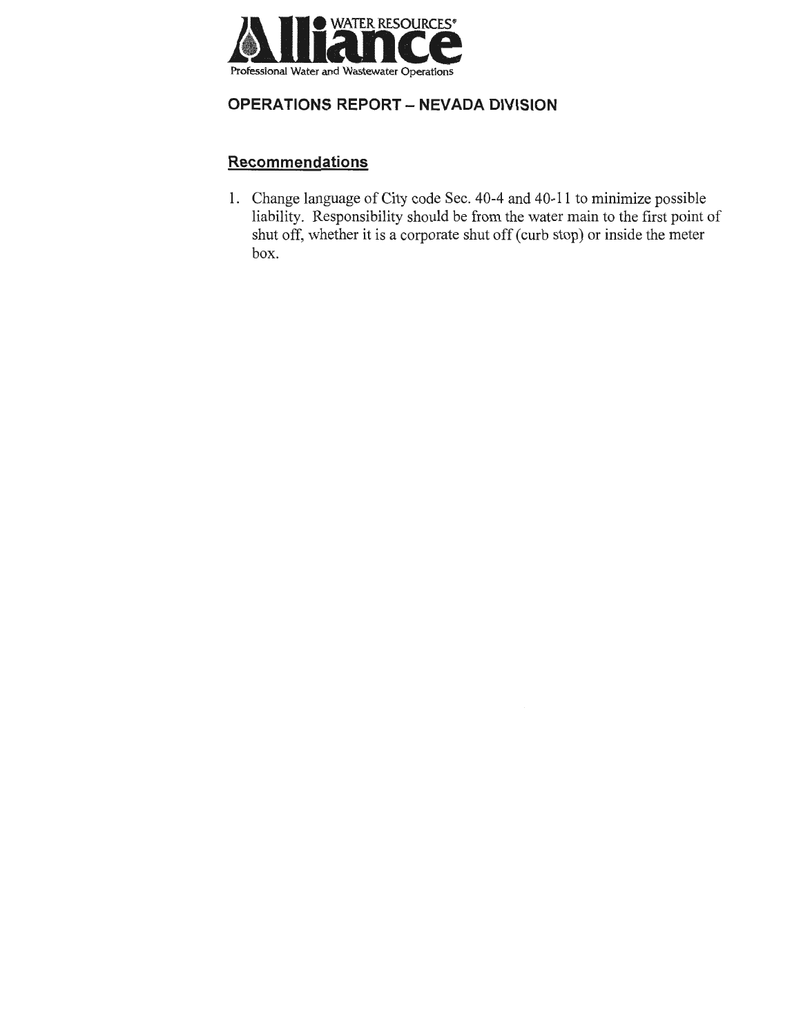## OPERATIONS REPORT – NEVADA DIVISION

### Recommendations

1. Change language of City code Sec. 40-4 and 40-11 to minimize possible liability. Responsibility should be from the water main to the first point of shut off, whether it is a corporate shut off (curb stop) or inside the meter box.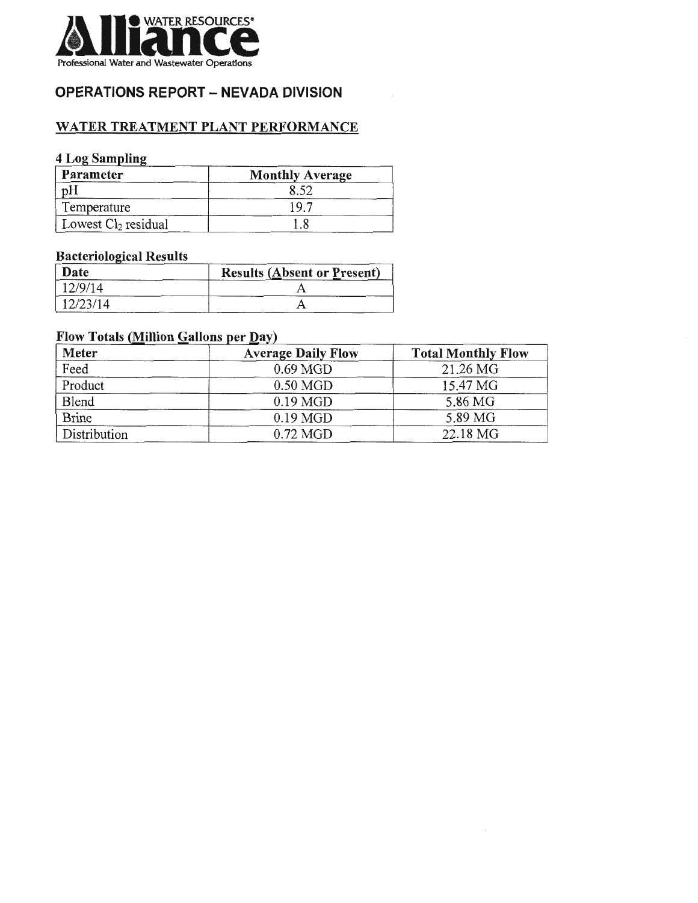Alliance WATER RESOURCES®

Professional Water and Wastewater Operations

## OPERATIONS REPORT – NEVADA DIVISION

### WATER TREATMENT PLANT PERFORMANCE

#### 4 Log Sampling

| Parameter | Monthly Average |
|---|---|
| pH | 8.52 |
| Temperature | 19.7 |
| Lowest $Cl_2$ residual | 1.8 |

#### Bacteriological Results

| Date | Results (Absent or Present) |
|---|---|
| 12/9/14 | A |
| 12/23/14 | A |

#### Flow Totals (Million Gallons per Day)

| Meter | Average Daily Flow | Total Monthly Flow |
|---|---|---|
| Feed | 0.69 MGD | 21.26 MG |
| Product | 0.50 MGD | 15.47 MG |
| Blend | 0.19 MGD | 5.86 MG |
| Brine | 0.19 MGD | 5.89 MG |
| Distribution | 0.72 MGD | 22.18 MG |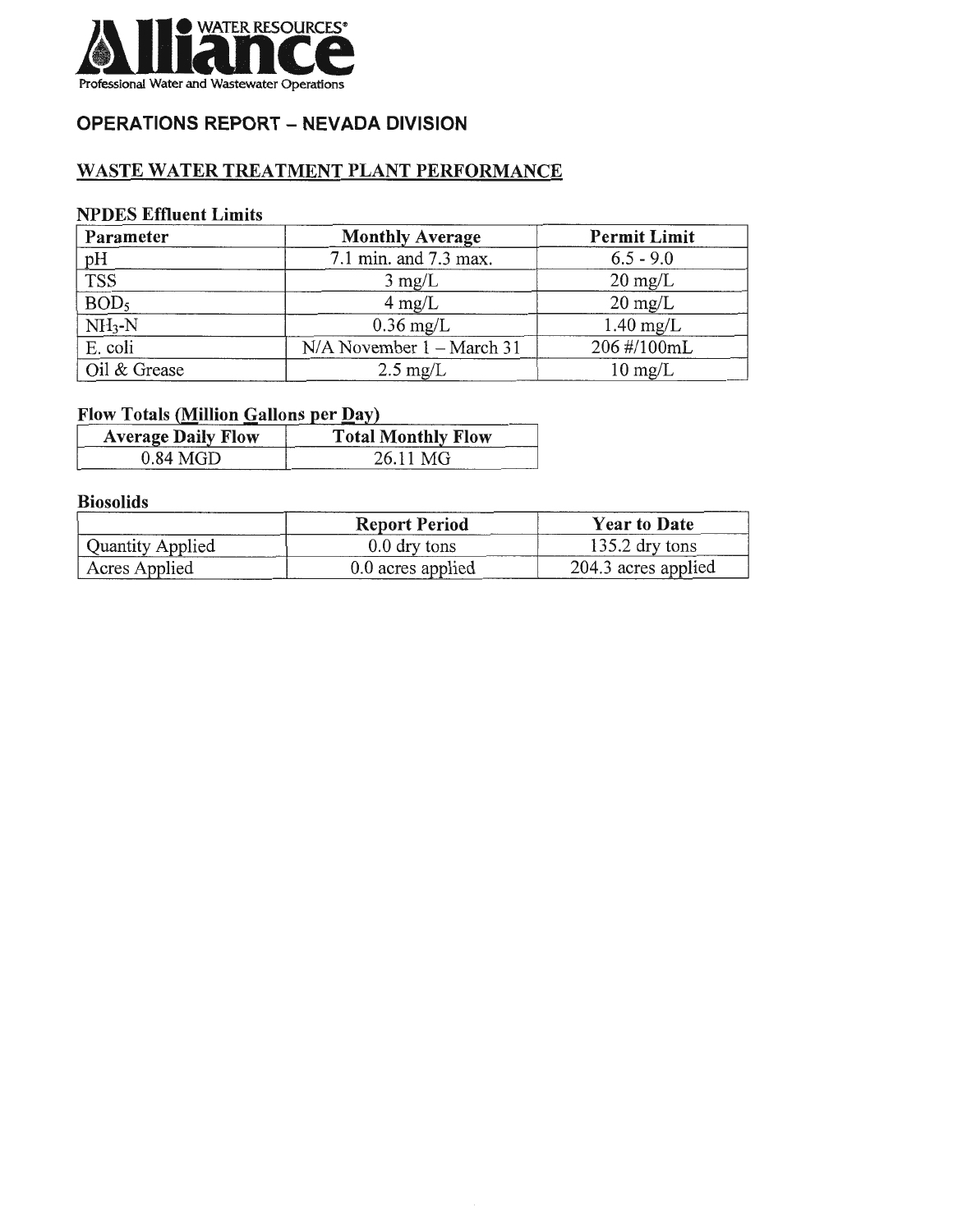WATER RESOURCES®

**Alliance**

Professional Water and Wastewater Operations

## OPERATIONS REPORT – NEVADA DIVISION

### WASTE WATER TREATMENT PLANT PERFORMANCE

**NPDES Effluent Limits**

| Parameter | Monthly Average | Permit Limit |
|---|---|---|
| pH | 7.1 min. and 7.3 max. | 6.5 - 9.0 |
| TSS | 3 mg/L | 20 mg/L |
| $BOD_5$ | 4 mg/L | 20 mg/L |
| $NH_3$-N | 0.36 mg/L | 1.40 mg/L |
| E. coli | N/A November 1 – March 31 | 206 #/100mL |
| Oil & Grease | 2.5 mg/L | 10 mg/L |

**Flow Totals (Million Gallons per Day)**

| Average Daily Flow | Total Monthly Flow |
|---|---|
| 0.84 MGD | 26.11 MG |

**Biosolids**

| | Report Period | Year to Date |
|---|---|---|
| Quantity Applied | 0.0 dry tons | 135.2 dry tons |
| Acres Applied | 0.0 acres applied | 204.3 acres applied |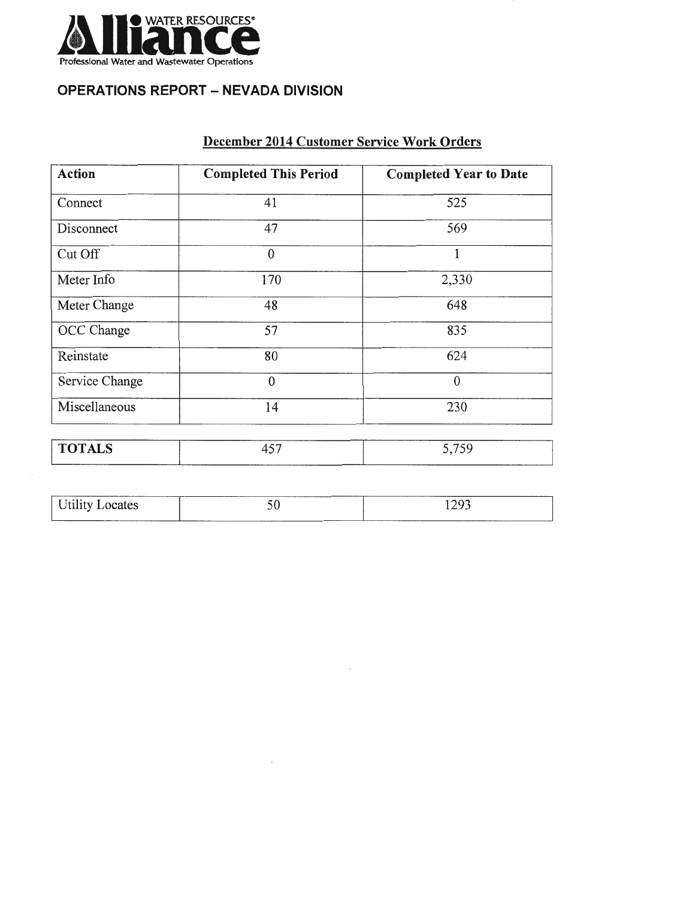**Alliance** WATER RESOURCES®
Professional Water and Wastewater Operations

## OPERATIONS REPORT – NEVADA DIVISION

### December 2014 Customer Service Work Orders

| Action | Completed This Period | Completed Year to Date |
|---|---|---|
| Connect | 41 | 525 |
| Disconnect | 47 | 569 |
| Cut Off | 0 | 1 |
| Meter Info | 170 | 2,330 |
| Meter Change | 48 | 648 |
| OCC Change | 57 | 835 |
| Reinstate | 80 | 624 |
| Service Change | 0 | 0 |
| Miscellaneous | 14 | 230 |
| **TOTALS** | 457 | 5,759 |
| Utility Locates | 50 | 1293 |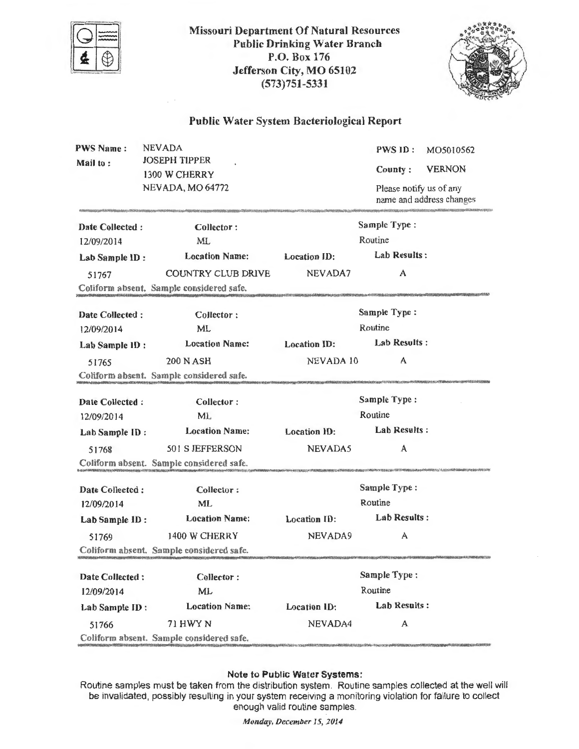Missouri Department Of Natural Resources
Public Drinking Water Branch
P.O. Box 176
Jefferson City, MO 65102
(573)751-5331

## Public Water System Bacteriological Report

**PWS Name :** NEVADA
**Mail to :** JOSEPH TIPPER
1300 W CHERRY
NEVADA, MO 64772

**PWS ID :** MO5010562
**County :** VERNON

Please notify us of any name and address changes

---

| Date Collected : | Collector : | | Sample Type : |
|---|---|---|---|
| 12/09/2014 | ML | | Routine |
| **Lab Sample ID :** | **Location Name:** | **Location ID:** | **Lab Results :** |
| 51767 | COUNTRY CLUB DRIVE | NEVADA7 | A |

Coliform absent. Sample considered safe.

---

| Date Collected : | Collector : | | Sample Type : |
|---|---|---|---|
| 12/09/2014 | ML | | Routine |
| **Lab Sample ID :** | **Location Name:** | **Location ID:** | **Lab Results :** |
| 51765 | 200 N ASH | NEVADA 10 | A |

Coliform absent. Sample considered safe.

---

| Date Collected : | Collector : | | Sample Type : |
|---|---|---|---|
| 12/09/2014 | ML | | Routine |
| **Lab Sample ID :** | **Location Name:** | **Location ID:** | **Lab Results :** |
| 51768 | 501 S JEFFERSON | NEVADA5 | A |

Coliform absent. Sample considered safe.

---

| Date Collected : | Collector : | | Sample Type : |
|---|---|---|---|
| 12/09/2014 | ML | | Routine |
| **Lab Sample ID :** | **Location Name:** | **Location ID:** | **Lab Results :** |
| 51769 | 1400 W CHERRY | NEVADA9 | A |

Coliform absent. Sample considered safe.

---

| Date Collected : | Collector : | | Sample Type : |
|---|---|---|---|
| 12/09/2014 | ML | | Routine |
| **Lab Sample ID :** | **Location Name:** | **Location ID:** | **Lab Results :** |
| 51766 | 71 HWY N | NEVADA4 | A |

Coliform absent. Sample considered safe.

---

**Note to Public Water Systems:**
Routine samples must be taken from the distribution system. Routine samples collected at the well will be invalidated, possibly resulting in your system receiving a monitoring violation for failure to collect enough valid routine samples.

*Monday, December 15, 2014*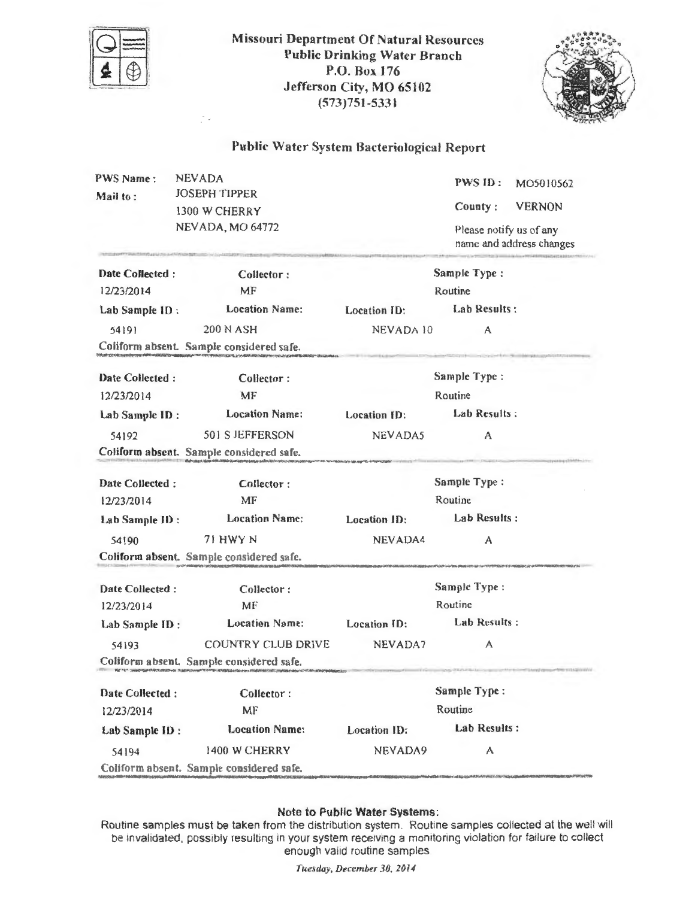Missouri Department Of Natural Resources
Public Drinking Water Branch
P.O. Box 176
Jefferson City, MO 65102
(573)751-5331

## Public Water System Bacteriological Report

**PWS Name:** NEVADA
**Mail to:** JOSEPH TIPPER
1300 W CHERRY
NEVADA, MO 64772

**PWS ID:** MO5010562
**County:** VERNON
Please notify us of any name and address changes

---

| Date Collected: | Collector: | | Sample Type: |
|---|---|---|---|
| 12/23/2014 | MF | | Routine |
| **Lab Sample ID:** | **Location Name:** | **Location ID:** | **Lab Results:** |
| 54191 | 200 N ASH | NEVADA 10 | A |

**Coliform absent. Sample considered safe.**

---

| Date Collected: | Collector: | | Sample Type: |
|---|---|---|---|
| 12/23/2014 | MF | | Routine |
| **Lab Sample ID:** | **Location Name:** | **Location ID:** | **Lab Results:** |
| 54192 | 501 S JEFFERSON | NEVADA5 | A |

**Coliform absent. Sample considered safe.**

---

| Date Collected: | Collector: | | Sample Type: |
|---|---|---|---|
| 12/23/2014 | MF | | Routine |
| **Lab Sample ID:** | **Location Name:** | **Location ID:** | **Lab Results:** |
| 54190 | 71 HWY N | NEVADA4 | A |

**Coliform absent. Sample considered safe.**

---

| Date Collected: | Collector: | | Sample Type: |
|---|---|---|---|
| 12/23/2014 | MF | | Routine |
| **Lab Sample ID:** | **Location Name:** | **Location ID:** | **Lab Results:** |
| 54193 | COUNTRY CLUB DRIVE | NEVADA7 | A |

**Coliform absent. Sample considered safe.**

---

| Date Collected: | Collector: | | Sample Type: |
|---|---|---|---|
| 12/23/2014 | MF | | Routine |
| **Lab Sample ID:** | **Location Name:** | **Location ID:** | **Lab Results:** |
| 54194 | 1400 W CHERRY | NEVADA9 | A |

**Coliform absent. Sample considered safe.**

---

**Note to Public Water Systems:**
Routine samples must be taken from the distribution system. Routine samples collected at the well will be invalidated, possibly resulting in your system receiving a monitoring violation for failure to collect enough valid routine samples.

*Tuesday, December 30, 2014*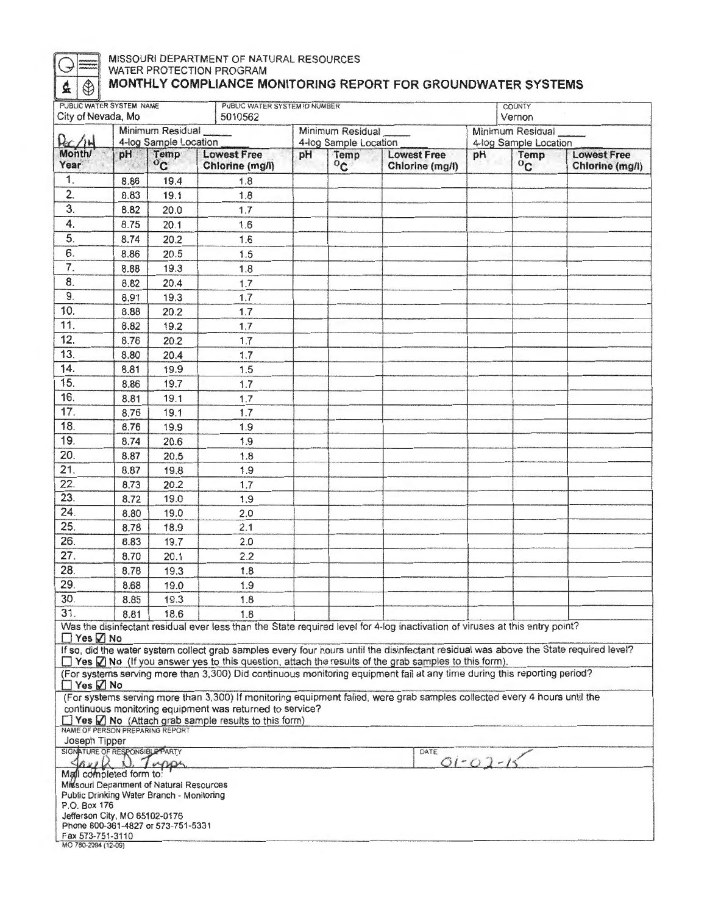MISSOURI DEPARTMENT OF NATURAL RESOURCES
WATER PROTECTION PROGRAM

# MONTHLY COMPLIANCE MONITORING REPORT FOR GROUNDWATER SYSTEMS

| PUBLIC WATER SYSTEM NAME | PUBLIC WATER SYSTEM ID NUMBER | COUNTY |
|---|---|---|
| City of Nevada, Mo | 5010562 | Vernon |

| Dec/14 | Minimum Residual ____ 4-log Sample Location | | | Minimum Residual ____ 4-log Sample Location | | | Minimum Residual ____ 4-log Sample Location | | |
|---|---|---|---|---|---|---|---|---|---|
| Month/ Year | pH | Temp °C | Lowest Free Chlorine (mg/l) | pH | Temp °C | Lowest Free Chlorine (mg/l) | pH | Temp °C | Lowest Free Chlorine (mg/l) |
| 1. | 8.86 | 19.4 | 1.8 | | | | | | |
| 2. | 8.83 | 19.1 | 1.8 | | | | | | |
| 3. | 8.82 | 20.0 | 1.7 | | | | | | |
| 4. | 8.75 | 20.1 | 1.6 | | | | | | |
| 5. | 8.74 | 20.2 | 1.6 | | | | | | |
| 6. | 8.86 | 20.5 | 1.5 | | | | | | |
| 7. | 8.88 | 19.3 | 1.8 | | | | | | |
| 8. | 8.82 | 20.4 | 1.7 | | | | | | |
| 9. | 8.91 | 19.3 | 1.7 | | | | | | |
| 10. | 8.88 | 20.2 | 1.7 | | | | | | |
| 11. | 8.82 | 19.2 | 1.7 | | | | | | |
| 12. | 8.76 | 20.2 | 1.7 | | | | | | |
| 13. | 8.80 | 20.4 | 1.7 | | | | | | |
| 14. | 8.81 | 19.9 | 1.5 | | | | | | |
| 15. | 8.86 | 19.7 | 1.7 | | | | | | |
| 16. | 8.81 | 19.1 | 1.7 | | | | | | |
| 17. | 8.76 | 19.1 | 1.7 | | | | | | |
| 18. | 8.76 | 19.9 | 1.9 | | | | | | |
| 19. | 8.74 | 20.6 | 1.9 | | | | | | |
| 20. | 8.87 | 20.5 | 1.8 | | | | | | |
| 21. | 8.87 | 19.8 | 1.9 | | | | | | |
| 22. | 8.73 | 20.2 | 1.7 | | | | | | |
| 23. | 8.72 | 19.0 | 1.9 | | | | | | |
| 24. | 8.80 | 19.0 | 2.0 | | | | | | |
| 25. | 8.78 | 18.9 | 2.1 | | | | | | |
| 26. | 8.83 | 19.7 | 2.0 | | | | | | |
| 27. | 8.70 | 20.1 | 2.2 | | | | | | |
| 28. | 8.78 | 19.3 | 1.8 | | | | | | |
| 29. | 8.68 | 19.0 | 1.9 | | | | | | |
| 30. | 8.85 | 19.3 | 1.8 | | | | | | |
| 31. | 8.81 | 18.6 | 1.8 | | | | | | |

Was the disinfectant residual ever less than the State required level for 4-log inactivation of viruses at this entry point?
☐ Yes ☑ No

If so, did the water system collect grab samples every four hours until the disinfectant residual was above the State required level?
☐ Yes ☑ No (If you answer yes to this question, attach the results of the grab samples to this form).

(For systems serving more than 3,300) Did continuous monitoring equipment fail at any time during this reporting period?
☐ Yes ☑ No

(For systems serving more than 3,300) If monitoring equipment failed, were grab samples collected every 4 hours until the continuous monitoring equipment was returned to service?
☐ Yes ☑ No (Attach grab sample results to this form)

NAME OF PERSON PREPARING REPORT
Joseph Tipper

SIGNATURE OF RESPONSIBLE PARTY
Joseph D. Tipper

DATE
01-02-15

Mail completed form to:
Missouri Department of Natural Resources
Public Drinking Water Branch - Monitoring
P.O. Box 176
Jefferson City, MO 65102-0176
Phone 800-361-4827 or 573-751-5331
Fax 573-751-3110

MO 780-2094 (12-09)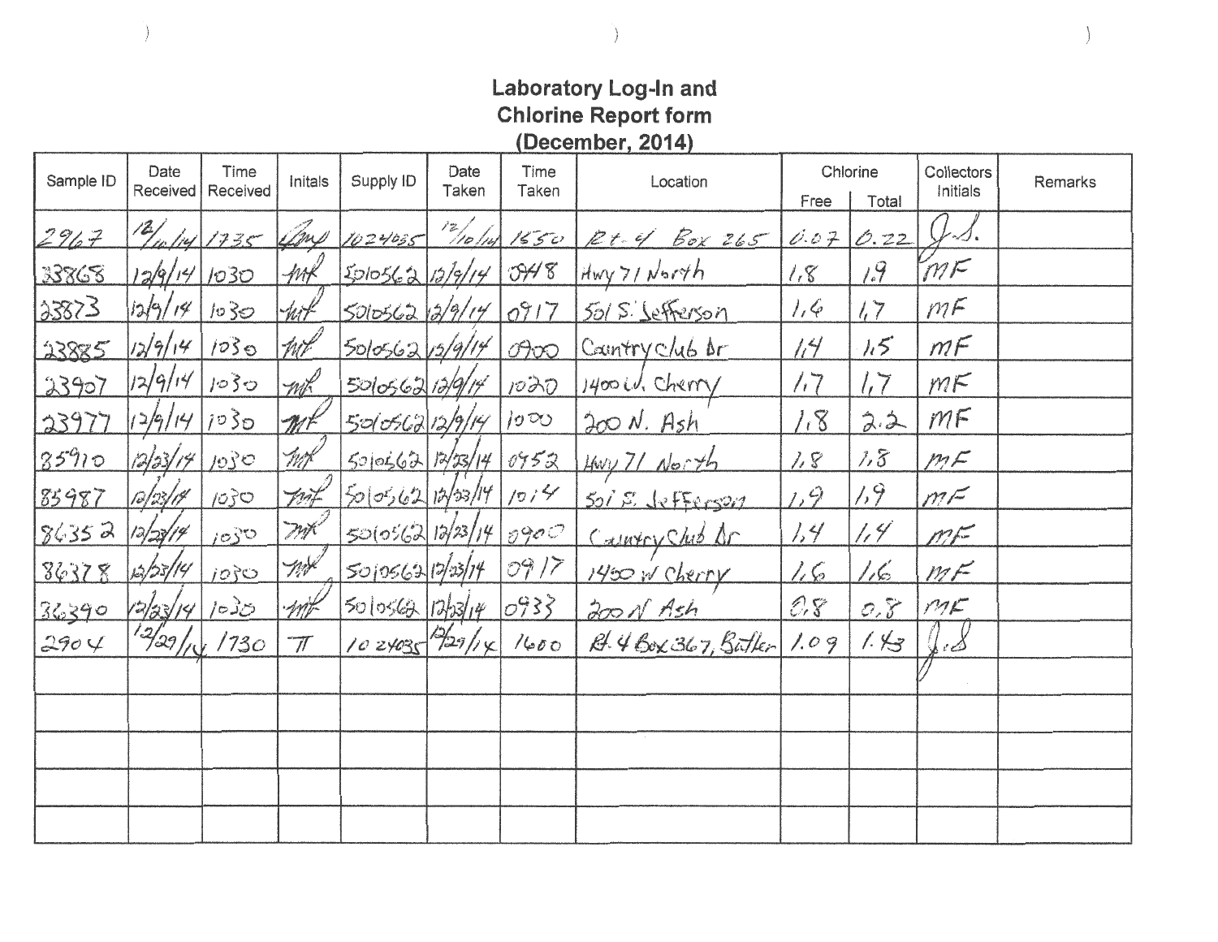# Laboratory Log-In and Chlorine Report form (December, 2014)

| Sample ID | Date Received | Time Received | Initals | Supply ID | Date Taken | Time Taken | Location | Chlorine | | Collectors Initials | Remarks |
|---|---|---|---|---|---|---|---|---|---|---|---|
| | | | | | | | | Free | Total | | |
| 2967 | 12/10/14 | 1735 | Amp | 1024035 | 12/10/14 | 1550 | Rt. 4 Box 265 | 0.07 | 0.22 | J.S. | |
| 23868 | 12/9/14 | 1030 | mf | 5010562 | 12/9/14 | 0948 | Hwy 71 North | 1.8 | 1.9 | MF | |
| 23873 | 12/9/14 | 1030 | mf | 5010562 | 12/9/14 | 0917 | 501 S. Jefferson | 1.6 | 1.7 | MF | |
| 23885 | 12/9/14 | 1030 | mf | 5010562 | 12/9/14 | 0900 | Country club Dr | 1.4 | 1.5 | MF | |
| 23907 | 12/9/14 | 1030 | mf | 5010562 | 12/9/14 | 1020 | 1400 W. Cherry | 1.7 | 1.7 | MF | |
| 23977 | 12/9/14 | 1030 | mf | 5010562 | 12/9/14 | 1000 | 200 N. Ash | 1.8 | 2.2 | MF | |
| 85910 | 12/23/14 | 1030 | mf | 5010562 | 12/23/14 | 0952 | Hwy 71 North | 1.8 | 1.8 | MF | |
| 85987 | 12/23/14 | 1030 | mf | 5010562 | 12/23/14 | 1014 | 501 S. Jefferson | 1.9 | 1.9 | MF | |
| 86352 | 12/23/14 | 1030 | mf | 5010562 | 12/23/14 | 0900 | Country Club Dr | 1.4 | 1.4 | MF | |
| 86378 | 12/23/14 | 1030 | mf | 5010562 | 12/23/14 | 0917 | 1400 W Cherry | 1.6 | 1.6 | MF | |
| 86390 | 12/23/14 | 1030 | mf | 5010562 | 12/23/14 | 0933 | 200 N Ash | 0.8 | 0.8 | MF | |
| 2904 | 12/29/14 | 1730 | TT | 1024035 | 12/29/14 | 1600 | Rt. 4 Box 367, Butler | 1.09 | 1.43 | J.S. | |
| | | | | | | | | | | | |
| | | | | | | | | | | | |
| | | | | | | | | | | | |
| | | | | | | | | | | | |
| | | | | | | | | | | | |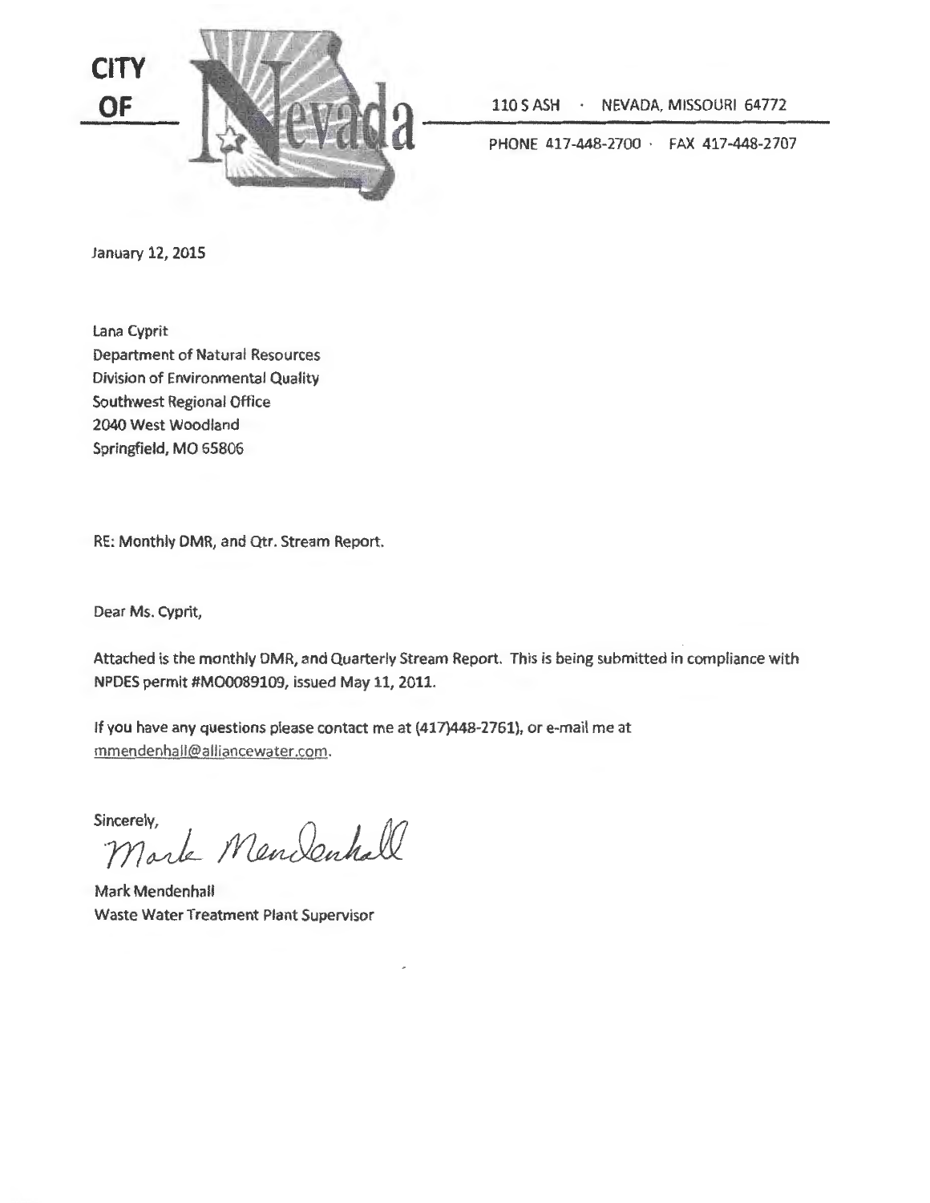**CITY OF Nevada**

110 S ASH · NEVADA, MISSOURI 64772

PHONE 417-448-2700 · FAX 417-448-2707

January 12, 2015

Lana Cyprit
Department of Natural Resources
Division of Environmental Quality
Southwest Regional Office
2040 West Woodland
Springfield, MO 65806

RE: Monthly DMR, and Qtr. Stream Report.

Dear Ms. Cyprit,

Attached is the monthly DMR, and Quarterly Stream Report. This is being submitted in compliance with NPDES permit #MO0089109, issued May 11, 2011.

If you have any questions please contact me at (417)448-2761), or e-mail me at mmendenhall@alliancewater.com.

Sincerely,

Mark Mendenhall

Mark Mendenhall
Waste Water Treatment Plant Supervisor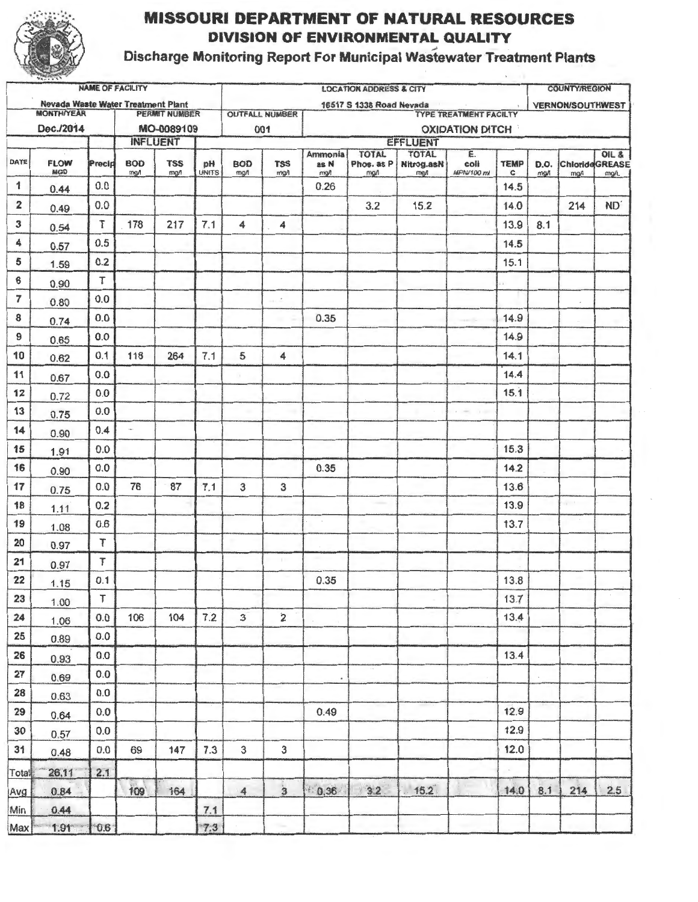# MISSOURI DEPARTMENT OF NATURAL RESOURCES

## DIVISION OF ENVIRONMENTAL QUALITY

### Discharge Monitoring Report For Municipal Wastewater Treatment Plants

| NAME OF FACILITY | LOCATION ADDRESS & CITY | COUNTY/REGION |
|---|---|---|
| Nevada Waste Water Treatment Plant | 16517 S 1338 Road Nevada | VERNON/SOUTHWEST |

| MONTH/YEAR | PERMIT NUMBER | OUTFALL NUMBER | TYPE TREATMENT FACILITY |
|---|---|---|---|
| Dec./2014 | MO-0089109 | 001 | OXIDATION DITCH |

| | | | INFLUENT | | EFFLUENT | | | | | | | | | | | |
|---|---|---|---|---|---|---|---|---|---|---|---|---|---|---|---|---|
| DATE | FLOW MGD | Precip | BOD mg/l | TSS mg/l | pH UNITS | BOD mg/l | TSS mg/l | Ammonia as N mg/l | TOTAL Phos. as P mg/l | TOTAL Nitrog.asN mg/l | E. coli MPN/100 ml | TEMP C | D.O. mg/l | Chloride mg/l | OIL & GREASE mg/L |
| 1 | 0.44 | 0.0 | | | | | | 0.26 | | | | 14.5 | | | |
| 2 | 0.49 | 0.0 | | | | | | | 3.2 | 15.2 | | 14.0 | | 214 | ND |
| 3 | 0.54 | T | 178 | 217 | 7.1 | 4 | 4 | | | | | 13.9 | 8.1 | | |
| 4 | 0.57 | 0.5 | | | | | | | | | | 14.5 | | | |
| 5 | 1.59 | 0.2 | | | | | | | | | | 15.1 | | | |
| 6 | 0.90 | T | | | | | | | | | | | | | |
| 7 | 0.80 | 0.0 | | | | | | | | | | | | | |
| 8 | 0.74 | 0.0 | | | | | | 0.35 | | | | 14.9 | | | |
| 9 | 0.65 | 0.0 | | | | | | | | | | 14.9 | | | |
| 10 | 0.62 | 0.1 | 118 | 264 | 7.1 | 5 | 4 | | | | | 14.1 | | | |
| 11 | 0.67 | 0.0 | | | | | | | | | | 14.4 | | | |
| 12 | 0.72 | 0.0 | | | | | | | | | | 15.1 | | | |
| 13 | 0.75 | 0.0 | | | | | | | | | | | | | |
| 14 | 0.90 | 0.4 | | | | | | | | | | | | | |
| 15 | 1.91 | 0.0 | | | | | | | | | | 15.3 | | | |
| 16 | 0.90 | 0.0 | | | | | | 0.35 | | | | 14.2 | | | |
| 17 | 0.75 | 0.0 | 76 | 87 | 7.1 | 3 | 3 | | | | | 13.6 | | | |
| 18 | 1.11 | 0.2 | | | | | | | | | | 13.9 | | | |
| 19 | 1.08 | 0.6 | | | | | | | | | | 13.7 | | | |
| 20 | 0.97 | T | | | | | | | | | | | | | |
| 21 | 0.97 | T | | | | | | | | | | | | | |
| 22 | 1.15 | 0.1 | | | | | | 0.35 | | | | 13.8 | | | |
| 23 | 1.00 | T | | | | | | | | | | 13.7 | | | |
| 24 | 1.06 | 0.0 | 106 | 104 | 7.2 | 3 | 2 | | | | | 13.4 | | | |
| 25 | 0.89 | 0.0 | | | | | | | | | | | | | |
| 26 | 0.93 | 0.0 | | | | | | | | | | 13.4 | | | |
| 27 | 0.69 | 0.0 | | | | | | | | | | | | | |
| 28 | 0.63 | 0.0 | | | | | | | | | | | | | |
| 29 | 0.64 | 0.0 | | | | | | 0.49 | | | | 12.9 | | | |
| 30 | 0.57 | 0.0 | | | | | | | | | | 12.9 | | | |
| 31 | 0.48 | 0.0 | 69 | 147 | 7.3 | 3 | 3 | | | | | 12.0 | | | |
| Total | 26.11 | 2.1 | | | | | | | | | | | | | |
| Avg | 0.84 | | 109 | 164 | | 4 | 3 | 0.36 | 3.2 | 15.2 | | 14.0 | 8.1 | 214 | 2.5 |
| Min | 0.44 | | | | 7.1 | | | | | | | | | | |
| Max | 1.91 | 0.6 | | | 7.3 | | | | | | | | | | |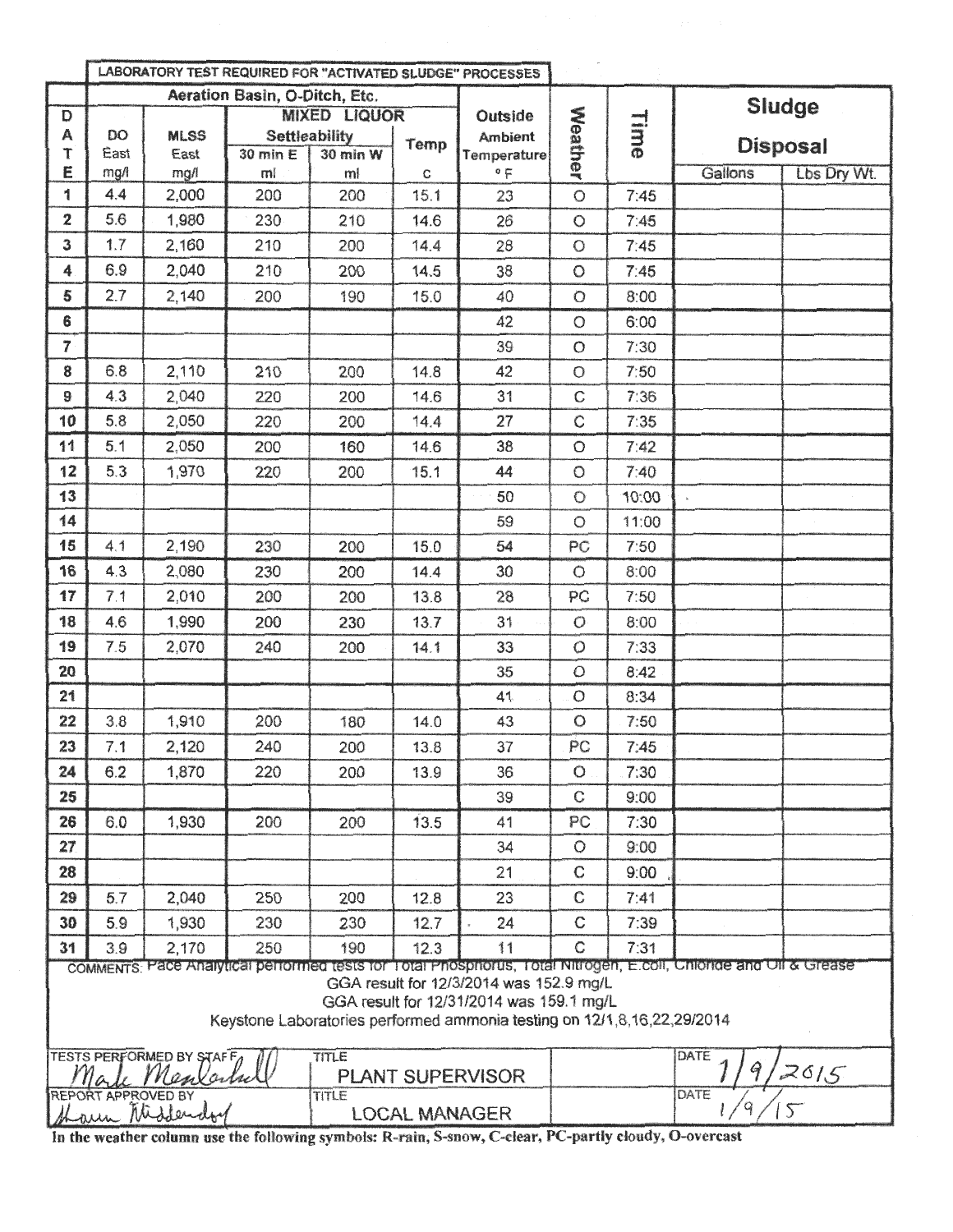| | LABORATORY TEST REQUIRED FOR "ACTIVATED SLUDGE" PROCESSES | | | | | | | | | |
|---|---|---|---|---|---|---|---|---|---|---|
| | Aeration Basin, O-Ditch, Etc. | | | | | | | | Sludge Disposal | |
| DATE | DO East mg/l | MLSS East mg/l | MIXED LIQUOR Settleability 30 min E ml | 30 min W ml | Temp C | Outside Ambient Temperature °F | Weather | Time | Gallons | Lbs Dry Wt. |
| 1 | 4.4 | 2,000 | 200 | 200 | 15.1 | 23 | O | 7:45 | | |
| 2 | 5.6 | 1,980 | 230 | 210 | 14.6 | 26 | O | 7:45 | | |
| 3 | 1.7 | 2,160 | 210 | 200 | 14.4 | 28 | O | 7:45 | | |
| 4 | 6.9 | 2,040 | 210 | 200 | 14.5 | 38 | O | 7:45 | | |
| 5 | 2.7 | 2,140 | 200 | 190 | 15.0 | 40 | O | 8:00 | | |
| 6 | | | | | | 42 | O | 6:00 | | |
| 7 | | | | | | 39 | O | 7:30 | | |
| 8 | 6.8 | 2,110 | 210 | 200 | 14.8 | 42 | O | 7:50 | | |
| 9 | 4.3 | 2,040 | 220 | 200 | 14.6 | 31 | C | 7:36 | | |
| 10 | 5.8 | 2,050 | 220 | 200 | 14.4 | 27 | C | 7:35 | | |
| 11 | 5.1 | 2,050 | 200 | 160 | 14.6 | 38 | O | 7:42 | | |
| 12 | 5.3 | 1,970 | 220 | 200 | 15.1 | 44 | O | 7:40 | | |
| 13 | | | | | | 50 | O | 10:00 | | |
| 14 | | | | | | 59 | O | 11:00 | | |
| 15 | 4.1 | 2,190 | 230 | 200 | 15.0 | 54 | PC | 7:50 | | |
| 16 | 4.3 | 2,080 | 230 | 200 | 14.4 | 30 | O | 8:00 | | |
| 17 | 7.1 | 2,010 | 200 | 200 | 13.8 | 28 | PC | 7:50 | | |
| 18 | 4.6 | 1,990 | 200 | 230 | 13.7 | 31 | O | 8:00 | | |
| 19 | 7.5 | 2,070 | 240 | 200 | 14.1 | 33 | O | 7:33 | | |
| 20 | | | | | | 35 | O | 8:42 | | |
| 21 | | | | | | 41 | O | 8:34 | | |
| 22 | 3.8 | 1,910 | 200 | 180 | 14.0 | 43 | O | 7:50 | | |
| 23 | 7.1 | 2,120 | 240 | 200 | 13.8 | 37 | PC | 7:45 | | |
| 24 | 6.2 | 1,870 | 220 | 200 | 13.9 | 36 | O | 7:30 | | |
| 25 | | | | | | 39 | C | 9:00 | | |
| 26 | 6.0 | 1,930 | 200 | 200 | 13.5 | 41 | PC | 7:30 | | |
| 27 | | | | | | 34 | O | 9:00 | | |
| 28 | | | | | | 21 | C | 9:00 | | |
| 29 | 5.7 | 2,040 | 250 | 200 | 12.8 | 23 | C | 7:41 | | |
| 30 | 5.9 | 1,930 | 230 | 230 | 12.7 | 24 | C | 7:39 | | |
| 31 | 3.9 | 2,170 | 250 | 190 | 12.3 | 11 | C | 7:31 | | |

COMMENTS: Pace Analytical performed tests for Total Phosphorus, Total Nitrogen, E.coli, Chloride and Oil & Grease
GGA result for 12/3/2014 was 152.9 mg/L
GGA result for 12/31/2014 was 159.1 mg/L
Keystone Laboratories performed ammonia testing on 12/1,8,16,22,29/2014

| TESTS PERFORMED BY STAFF | TITLE | DATE |
|---|---|---|
| Mark Mendenhall | PLANT SUPERVISOR | 1/9/2015 |
| **REPORT APPROVED BY** | **TITLE** | **DATE** |
| Shawn Middendorf | LOCAL MANAGER | 1/9/15 |

**In the weather column use the following symbols: R-rain, S-snow, C-clear, PC-partly cloudy, O-overcast**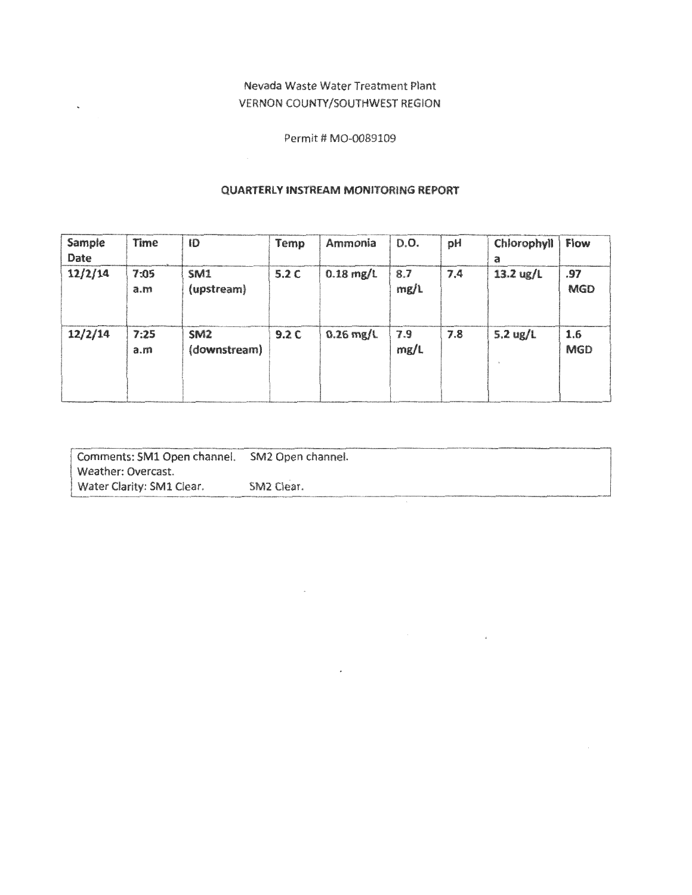Nevada Waste Water Treatment Plant
VERNON COUNTY/SOUTHWEST REGION

Permit # MO-0089109

## QUARTERLY INSTREAM MONITORING REPORT

| Sample Date | Time | ID | Temp | Ammonia | D.O. | pH | Chlorophyll a | Flow |
|---|---|---|---|---|---|---|---|---|
| 12/2/14 | 7:05 a.m | SM1 (upstream) | 5.2 C | 0.18 mg/L | 8.7 mg/L | 7.4 | 13.2 ug/L | .97 MGD |
| 12/2/14 | 7:25 a.m | SM2 (downstream) | 9.2 C | 0.26 mg/L | 7.9 mg/L | 7.8 | 5.2 ug/L | 1.6 MGD |

Comments: SM1 Open channel. SM2 Open channel.
Weather: Overcast.
Water Clarity: SM1 Clear. SM2 Clear.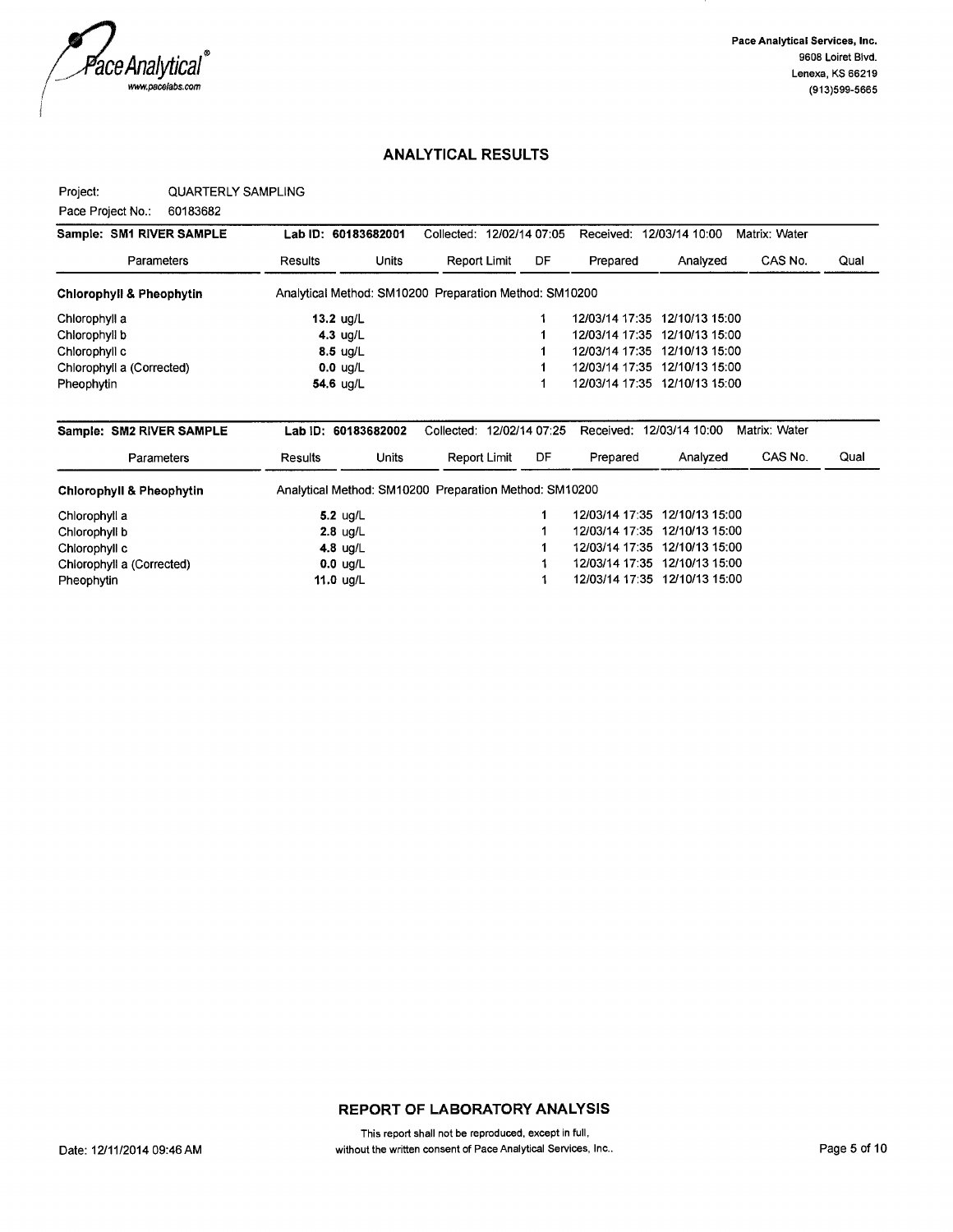Pace Analytical Services, Inc.
9608 Loiret Blvd.
Lenexa, KS 66219
(913)599-5665

## ANALYTICAL RESULTS

Project: QUARTERLY SAMPLING
Pace Project No.: 60183682

| Sample: SM1 RIVER SAMPLE | Lab ID: 60183682001 | | Collected: 12/02/14 07:05 | | Received: 12/03/14 10:00 | | Matrix: Water | |
|---|---|---|---|---|---|---|---|---|
| Parameters | Results | Units | Report Limit | DF | Prepared | Analyzed | CAS No. | Qual |
| **Chlorophyll & Pheophytin** | Analytical Method: SM10200 Preparation Method: SM10200 | | | | | | | |
| Chlorophyll a | **13.2** | ug/L | | 1 | 12/03/14 17:35 | 12/10/13 15:00 | | |
| Chlorophyll b | **4.3** | ug/L | | 1 | 12/03/14 17:35 | 12/10/13 15:00 | | |
| Chlorophyll c | **8.5** | ug/L | | 1 | 12/03/14 17:35 | 12/10/13 15:00 | | |
| Chlorophyll a (Corrected) | **0.0** | ug/L | | 1 | 12/03/14 17:35 | 12/10/13 15:00 | | |
| Pheophytin | **54.6** | ug/L | | 1 | 12/03/14 17:35 | 12/10/13 15:00 | | |

| Sample: SM2 RIVER SAMPLE | Lab ID: 60183682002 | | Collected: 12/02/14 07:25 | | Received: 12/03/14 10:00 | | Matrix: Water | |
|---|---|---|---|---|---|---|---|---|
| Parameters | Results | Units | Report Limit | DF | Prepared | Analyzed | CAS No. | Qual |
| **Chlorophyll & Pheophytin** | Analytical Method: SM10200 Preparation Method: SM10200 | | | | | | | |
| Chlorophyll a | **5.2** | ug/L | | 1 | 12/03/14 17:35 | 12/10/13 15:00 | | |
| Chlorophyll b | **2.8** | ug/L | | 1 | 12/03/14 17:35 | 12/10/13 15:00 | | |
| Chlorophyll c | **4.8** | ug/L | | 1 | 12/03/14 17:35 | 12/10/13 15:00 | | |
| Chlorophyll a (Corrected) | **0.0** | ug/L | | 1 | 12/03/14 17:35 | 12/10/13 15:00 | | |
| Pheophytin | **11.0** | ug/L | | 1 | 12/03/14 17:35 | 12/10/13 15:00 | | |

**REPORT OF LABORATORY ANALYSIS**

This report shall not be reproduced, except in full, without the written consent of Pace Analytical Services, Inc..

Date: 12/11/2014 09:46 AM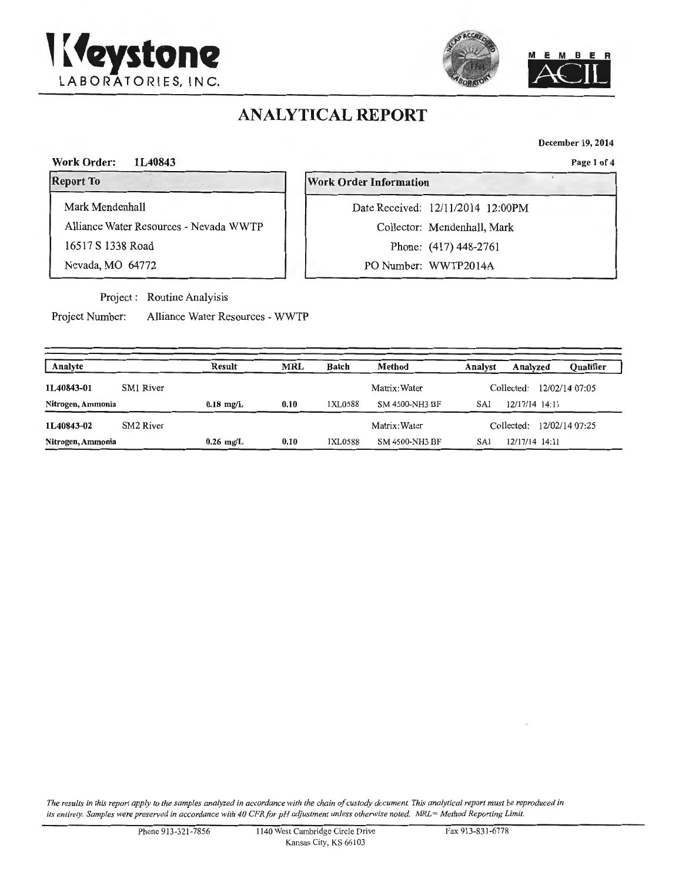**Keystone LABORATORIES, INC.**

MEMBER ACIL

# ANALYTICAL REPORT

December 19, 2014

**Work Order:** 1L40843

| Report To |
|---|
| Mark Mendenhall |
| Alliance Water Resources - Nevada WWTP |
| 16517 S 1338 Road |
| Nevada, MO 64772 |

| Work Order Information | |
|---|---|
| Date Received: | 12/11/2014 12:00PM |
| Collector: | Mendenhall, Mark |
| Phone: | (417) 448-2761 |
| PO Number: | WWTP2014A |

Project : Routine Analyisis

Project Number: Alliance Water Resources - WWTP

| Analyte | | Result | MRL | Batch | Method | Analyst | Analyzed | Qualifier |
|---|---|---|---|---|---|---|---|---|
| **1L40843-01** | SM1 River | | | | Matrix: Water | | Collected: 12/02/14 07:05 | |
| **Nitrogen, Ammonia** | | **0.18 mg/L** | **0.10** | 1XL0588 | SM 4500-NH3 BF | SAI | 12/17/14 14:11 | |
| **1L40843-02** | SM2 River | | | | Matrix: Water | | Collected: 12/02/14 07:25 | |
| **Nitrogen, Ammonia** | | **0.26 mg/L** | **0.10** | 1XL0588 | SM 4500-NH3 BF | SAI | 12/17/14 14:11 | |

*The results in this report apply to the samples analyzed in accordance with the chain of custody document. This analytical report must be reproduced in its entirety. Samples were preserved in accordance with 40 CFR for pH adjustment unless otherwise noted. MRL= Method Reporting Limit.*

Phone 913-321-7856 | 1140 West Cambridge Circle Drive Kansas City, KS 66103 | Fax 913-831-6778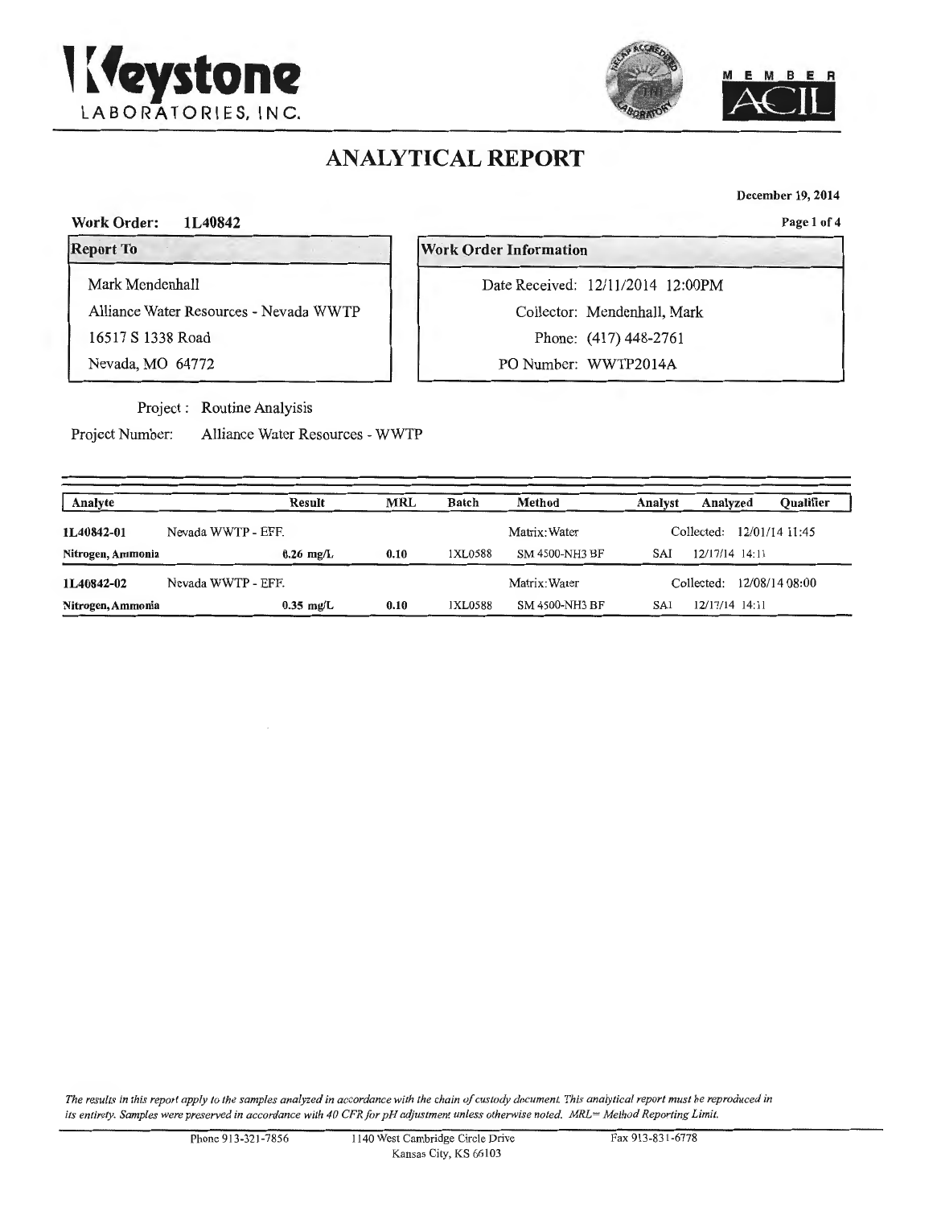**Keystone LABORATORIES, INC.**

MEMBER ACIL

# ANALYTICAL REPORT

December 19, 2014

**Work Order: 1L40842**

| Report To |
|---|
| Mark Mendenhall |
| Alliance Water Resources - Nevada WWTP |
| 16517 S 1338 Road |
| Nevada, MO 64772 |

| Work Order Information | |
|---|---|
| Date Received: | 12/11/2014 12:00PM |
| Collector: | Mendenhall, Mark |
| Phone: | (417) 448-2761 |
| PO Number: | WWTP2014A |

Project : Routine Analyisis

Project Number: Alliance Water Resources - WWTP

| Analyte | | Result | MRL | Batch | Method | Analyst | Analyzed | Qualifier |
|---|---|---|---|---|---|---|---|---|
| **1L40842-01** | Nevada WWTP - EFF. | | | | Matrix: Water | | Collected: 12/01/14 11:45 | |
| **Nitrogen, Ammonia** | | **0.26 mg/L** | **0.10** | 1XL0588 | SM 4500-NH3 BF | SAI | 12/17/14 14:11 | |
| **1L40842-02** | Nevada WWTP - EFF. | | | | Matrix: Water | | Collected: 12/08/14 08:00 | |
| **Nitrogen, Ammonia** | | **0.35 mg/L** | **0.10** | 1XL0588 | SM 4500-NH3 BF | SAI | 12/17/14 14:11 | |

*The results in this report apply to the samples analyzed in accordance with the chain of custody document. This analytical report must be reproduced in its entirety. Samples were preserved in accordance with 40 CFR for pH adjustment unless otherwise noted. MRL= Method Reporting Limit.*

Phone 913-321-7856 | 1140 West Cambridge Circle Drive, Kansas City, KS 66103 | Fax 913-831-6778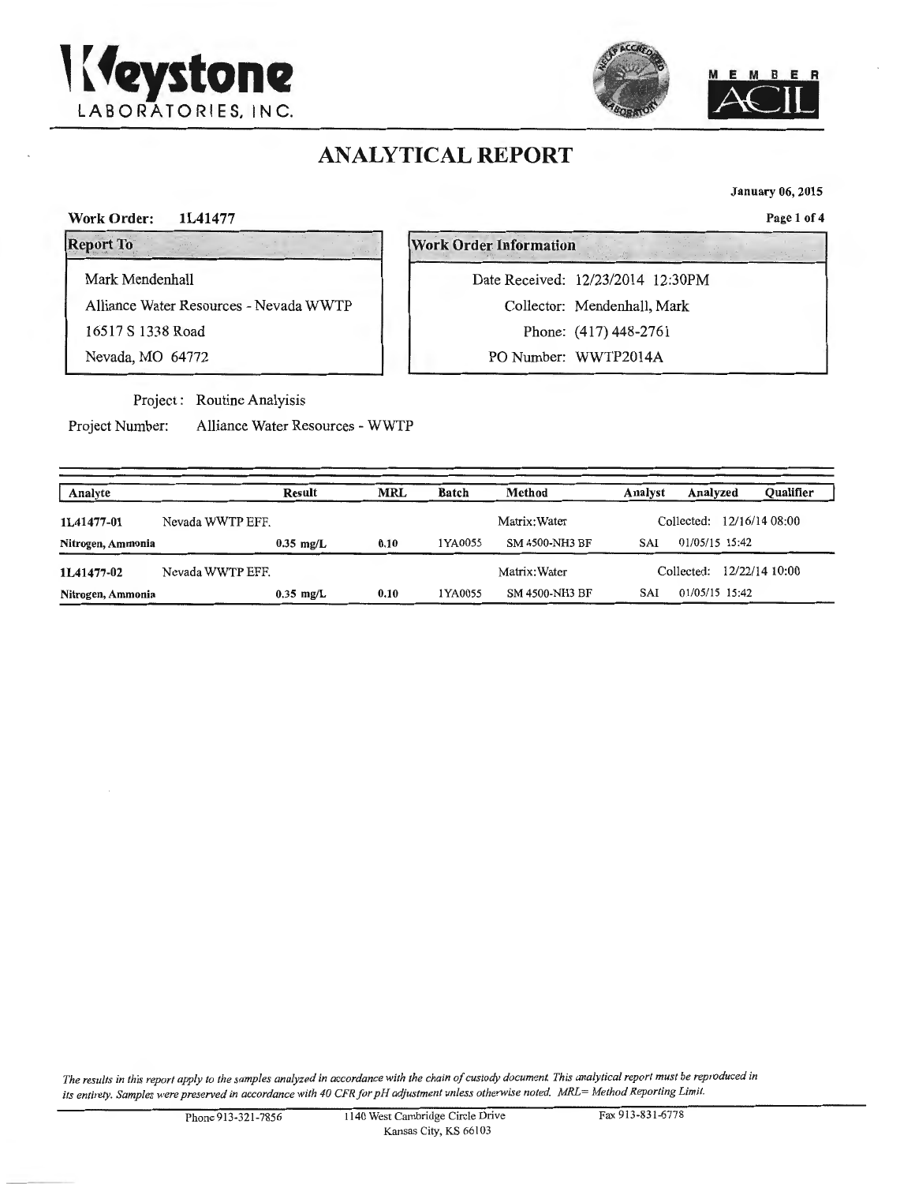# Keystone LABORATORIES, INC.

MEMBER ACIL

## ANALYTICAL REPORT

**January 06, 2015**

**Work Order: 1L41477**

| Report To | Work Order Information |
|---|---|
| Mark Mendenhall | Date Received: 12/23/2014 12:30PM |
| Alliance Water Resources - Nevada WWTP | Collector: Mendenhall, Mark |
| 16517 S 1338 Road | Phone: (417) 448-2761 |
| Nevada, MO 64772 | PO Number: WWTP2014A |

Project: Routine Analyisis

Project Number: Alliance Water Resources - WWTP

| Analyte | | Result | MRL | Batch | Method | Analyst | Analyzed | Qualifier |
|---|---|---|---|---|---|---|---|---|
| **1L41477-01** | Nevada WWTP EFF. | | | | Matrix: Water | | Collected: 12/16/14 08:00 | |
| **Nitrogen, Ammonia** | | **0.35 mg/L** | **0.10** | 1YA0055 | SM 4500-NH3 BF | SAI | 01/05/15 15:42 | |
| **1L41477-02** | Nevada WWTP EFF. | | | | Matrix: Water | | Collected: 12/22/14 10:00 | |
| **Nitrogen, Ammonia** | | **0.35 mg/L** | **0.10** | 1YA0055 | SM 4500-NH3 BF | SAI | 01/05/15 15:42 | |

*The results in this report apply to the samples analyzed in accordance with the chain of custody document. This analytical report must be reproduced in its entirety. Samples were preserved in accordance with 40 CFR for pH adjustment unless otherwise noted. MRL= Method Reporting Limit.*

Phone 913-321-7856 | 1140 West Cambridge Circle Drive, Kansas City, KS 66103 | Fax 913-831-6778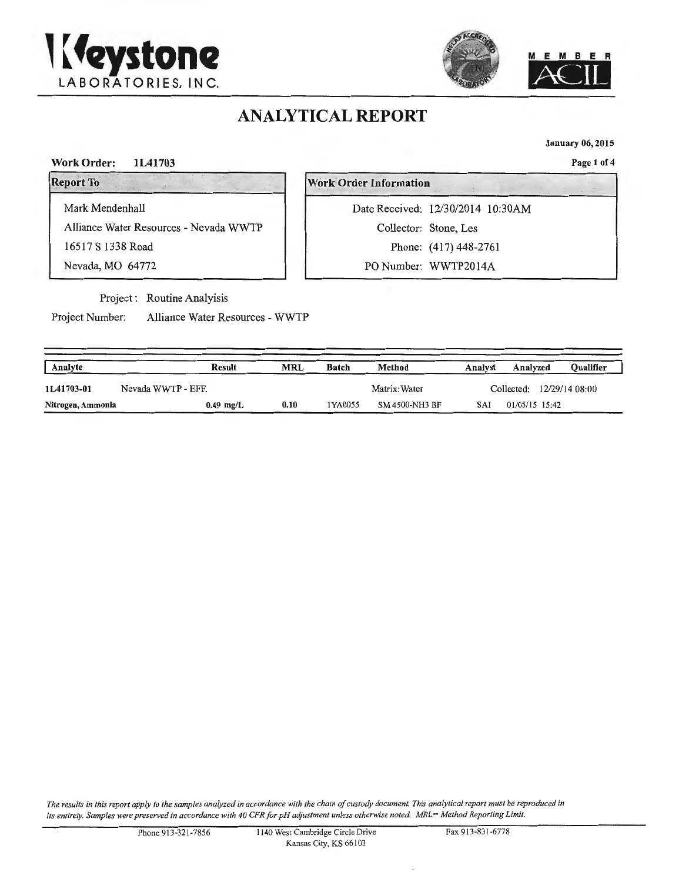**Keystone LABORATORIES, INC.**

MEMBER ACIL

# ANALYTICAL REPORT

**January 06, 2015**

**Work Order: 1L41703**

| Report To |
|---|
| Mark Mendenhall |
| Alliance Water Resources - Nevada WWTP |
| 16517 S 1338 Road |
| Nevada, MO 64772 |

| Work Order Information | |
|---|---|
| Date Received: | 12/30/2014 10:30AM |
| Collector: | Stone, Les |
| Phone: | (417) 448-2761 |
| PO Number: | WWTP2014A |

Project: Routine Analyisis

Project Number: Alliance Water Resources - WWTP

| Analyte | | Result | MRL | Batch | Method | Analyst | Analyzed | Qualifier |
|---|---|---|---|---|---|---|---|---|
| 1L41703-01 | Nevada WWTP - EFF. | | | | Matrix: Water | | Collected: 12/29/14 08:00 | |
| **Nitrogen, Ammonia** | | 0.49 mg/L | 0.10 | 1YA0055 | SM 4500-NH3 BF | SAI | 01/05/15 15:42 | |

*The results in this report apply to the samples analyzed in accordance with the chain of custody document. This analytical report must be reproduced in its entirety. Samples were preserved in accordance with 40 CFR for pH adjustment unless otherwise noted. MRL= Method Reporting Limit.*

Phone 913-321-7856 | 1140 West Cambridge Circle Drive, Kansas City, KS 66103 | Fax 913-831-6778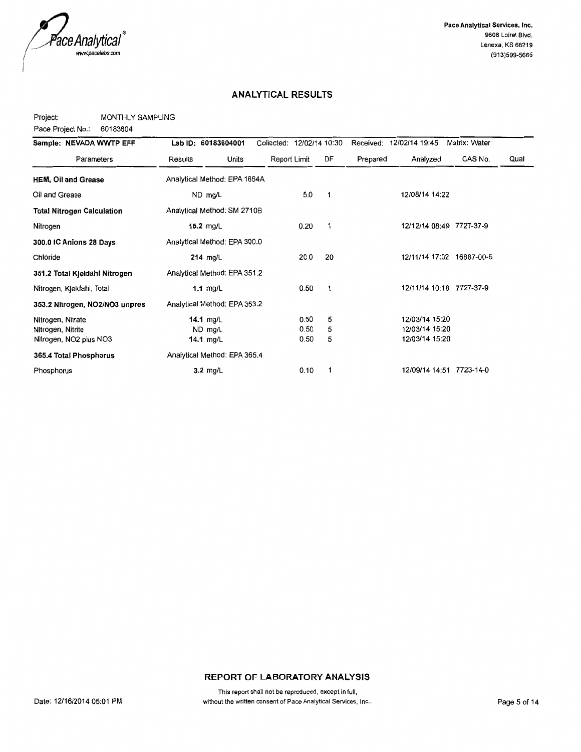Pace Analytical®
www.pacelabs.com

Pace Analytical Services, Inc.
9608 Loiret Blvd.
Lenexa, KS 66219
(913)599-5665

## ANALYTICAL RESULTS

Project: MONTHLY SAMPLING
Pace Project No.: 60183604

| Sample: NEVADA WWTP EFF | Lab ID: 60183604001 | | Collected: 12/02/14 10:30 | | Received: 12/02/14 19:45 | | Matrix: Water | |
|---|---|---|---|---|---|---|---|---|
| Parameters | Results | Units | Report Limit | DF | Prepared | Analyzed | CAS No. | Qual |
| **HEM, Oil and Grease** | Analytical Method: EPA 1664A | | | | | | | |
| Oil and Grease | ND | mg/L | 5.0 | 1 | | 12/08/14 14:22 | | |
| **Total Nitrogen Calculation** | Analytical Method: SM 2710B | | | | | | | |
| Nitrogen | **15.2** | mg/L | 0.20 | 1 | | 12/12/14 08:49 | 7727-37-9 | |
| **300.0 IC Anions 28 Days** | Analytical Method: EPA 300.0 | | | | | | | |
| Chloride | **214** | mg/L | 20.0 | 20 | | 12/11/14 17:02 | 16887-00-6 | |
| **351.2 Total Kjeldahl Nitrogen** | Analytical Method: EPA 351.2 | | | | | | | |
| Nitrogen, Kjeldahl, Total | **1.1** | mg/L | 0.50 | 1 | | 12/11/14 10:18 | 7727-37-9 | |
| **353.2 Nitrogen, NO2/NO3 unpres** | Analytical Method: EPA 353.2 | | | | | | | |
| Nitrogen, Nitrate | **14.1** | mg/L | 0.50 | 5 | | 12/03/14 15:20 | | |
| Nitrogen, Nitrite | ND | mg/L | 0.50 | 5 | | 12/03/14 15:20 | | |
| Nitrogen, NO2 plus NO3 | **14.1** | mg/L | 0.50 | 5 | | 12/03/14 15:20 | | |
| **365.4 Total Phosphorus** | Analytical Method: EPA 365.4 | | | | | | | |
| Phosphorus | **3.2** | mg/L | 0.10 | 1 | | 12/09/14 14:51 | 7723-14-0 | |

**REPORT OF LABORATORY ANALYSIS**

This report shall not be reproduced, except in full, without the written consent of Pace Analytical Services, Inc..

Date: 12/16/2014 05:01 PM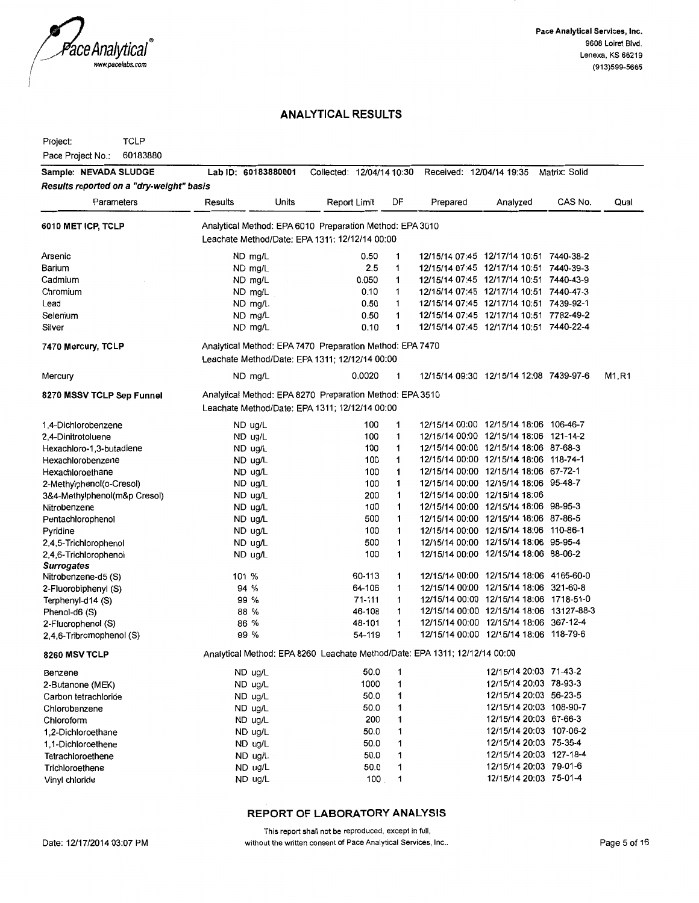Pace Analytical®
www.pacelabs.com

Pace Analytical Services, Inc.
9608 Loiret Blvd.
Lenexa, KS 66219
(913)599-5665

# ANALYTICAL RESULTS

Project: TCLP
Pace Project No.: 60183880

| Sample: NEVADA SLUDGE | Lab ID: 60183880001 | | Collected: 12/04/14 10:30 | | Received: 12/04/14 19:35 | | Matrix: Solid | |
|---|---|---|---|---|---|---|---|---|

*Results reported on a "dry-weight" basis*

| Parameters | Results | Units | Report Limit | DF | Prepared | Analyzed | CAS No. | Qual |
|---|---|---|---|---|---|---|---|---|
| **6010 MET ICP, TCLP** | Analytical Method: EPA 6010 Preparation Method: EPA 3010 | | | | | | | |
| | Leachate Method/Date: EPA 1311; 12/12/14 00:00 | | | | | | | |
| Arsenic | ND | mg/L | 0.50 | 1 | 12/15/14 07:45 | 12/17/14 10:51 | 7440-38-2 | |
| Barium | ND | mg/L | 2.5 | 1 | 12/15/14 07:45 | 12/17/14 10:51 | 7440-39-3 | |
| Cadmium | ND | mg/L | 0.050 | 1 | 12/15/14 07:45 | 12/17/14 10:51 | 7440-43-9 | |
| Chromium | ND | mg/L | 0.10 | 1 | 12/15/14 07:45 | 12/17/14 10:51 | 7440-47-3 | |
| Lead | ND | mg/L | 0.50 | 1 | 12/15/14 07:45 | 12/17/14 10:51 | 7439-92-1 | |
| Selenium | ND | mg/L | 0.50 | 1 | 12/15/14 07:45 | 12/17/14 10:51 | 7782-49-2 | |
| Silver | ND | mg/L | 0.10 | 1 | 12/15/14 07:45 | 12/17/14 10:51 | 7440-22-4 | |
| **7470 Mercury, TCLP** | Analytical Method: EPA 7470 Preparation Method: EPA 7470 | | | | | | | |
| | Leachate Method/Date: EPA 1311; 12/12/14 00:00 | | | | | | | |
| Mercury | ND | mg/L | 0.0020 | 1 | 12/15/14 09:30 | 12/15/14 12:08 | 7439-97-6 | M1,R1 |
| **8270 MSSV TCLP Sep Funnel** | Analytical Method: EPA 8270 Preparation Method: EPA 3510 | | | | | | | |
| | Leachate Method/Date: EPA 1311; 12/12/14 00:00 | | | | | | | |
| 1,4-Dichlorobenzene | ND | ug/L | 100 | 1 | 12/15/14 00:00 | 12/15/14 18:06 | 106-46-7 | |
| 2,4-Dinitrotoluene | ND | ug/L | 100 | 1 | 12/15/14 00:00 | 12/15/14 18:06 | 121-14-2 | |
| Hexachloro-1,3-butadiene | ND | ug/L | 100 | 1 | 12/15/14 00:00 | 12/15/14 18:06 | 87-68-3 | |
| Hexachlorobenzene | ND | ug/L | 100 | 1 | 12/15/14 00:00 | 12/15/14 18:06 | 118-74-1 | |
| Hexachloroethane | ND | ug/L | 100 | 1 | 12/15/14 00:00 | 12/15/14 18:06 | 67-72-1 | |
| 2-Methylphenol(o-Cresol) | ND | ug/L | 100 | 1 | 12/15/14 00:00 | 12/15/14 18:06 | 95-48-7 | |
| 3&4-Methylphenol(m&p Cresol) | ND | ug/L | 200 | 1 | 12/15/14 00:00 | 12/15/14 18:06 | | |
| Nitrobenzene | ND | ug/L | 100 | 1 | 12/15/14 00:00 | 12/15/14 18:06 | 98-95-3 | |
| Pentachlorophenol | ND | ug/L | 500 | 1 | 12/15/14 00:00 | 12/15/14 18:06 | 87-86-5 | |
| Pyridine | ND | ug/L | 100 | 1 | 12/15/14 00:00 | 12/15/14 18:06 | 110-86-1 | |
| 2,4,5-Trichlorophenol | ND | ug/L | 500 | 1 | 12/15/14 00:00 | 12/15/14 18:06 | 95-95-4 | |
| 2,4,6-Trichlorophenol | ND | ug/L | 100 | 1 | 12/15/14 00:00 | 12/15/14 18:06 | 88-06-2 | |
| ***Surrogates*** | | | | | | | | |
| Nitrobenzene-d5 (S) | 101 | % | 60-113 | 1 | 12/15/14 00:00 | 12/15/14 18:06 | 4165-60-0 | |
| 2-Fluorobiphenyl (S) | 94 | % | 64-106 | 1 | 12/15/14 00:00 | 12/15/14 18:06 | 321-60-8 | |
| Terphenyl-d14 (S) | 99 | % | 71-111 | 1 | 12/15/14 00:00 | 12/15/14 18:06 | 1718-51-0 | |
| Phenol-d6 (S) | 88 | % | 46-108 | 1 | 12/15/14 00:00 | 12/15/14 18:06 | 13127-88-3 | |
| 2-Fluorophenol (S) | 86 | % | 48-101 | 1 | 12/15/14 00:00 | 12/15/14 18:06 | 367-12-4 | |
| 2,4,6-Tribromophenol (S) | 99 | % | 54-119 | 1 | 12/15/14 00:00 | 12/15/14 18:06 | 118-79-6 | |
| **8260 MSV TCLP** | Analytical Method: EPA 8260 Leachate Method/Date: EPA 1311; 12/12/14 00:00 | | | | | | | |
| Benzene | ND | ug/L | 50.0 | 1 | | 12/15/14 20:03 | 71-43-2 | |
| 2-Butanone (MEK) | ND | ug/L | 1000 | 1 | | 12/15/14 20:03 | 78-93-3 | |
| Carbon tetrachloride | ND | ug/L | 50.0 | 1 | | 12/15/14 20:03 | 56-23-5 | |
| Chlorobenzene | ND | ug/L | 50.0 | 1 | | 12/15/14 20:03 | 108-90-7 | |
| Chloroform | ND | ug/L | 200 | 1 | | 12/15/14 20:03 | 67-66-3 | |
| 1,2-Dichloroethane | ND | ug/L | 50.0 | 1 | | 12/15/14 20:03 | 107-06-2 | |
| 1,1-Dichloroethene | ND | ug/L | 50.0 | 1 | | 12/15/14 20:03 | 75-35-4 | |
| Tetrachloroethene | ND | ug/L | 50.0 | 1 | | 12/15/14 20:03 | 127-18-4 | |
| Trichloroethene | ND | ug/L | 50.0 | 1 | | 12/15/14 20:03 | 79-01-6 | |
| Vinyl chloride | ND | ug/L | 100 | 1 | | 12/15/14 20:03 | 75-01-4 | |

## REPORT OF LABORATORY ANALYSIS

This report shall not be reproduced, except in full, without the written consent of Pace Analytical Services, Inc..

Date: 12/17/2014 03:07 PM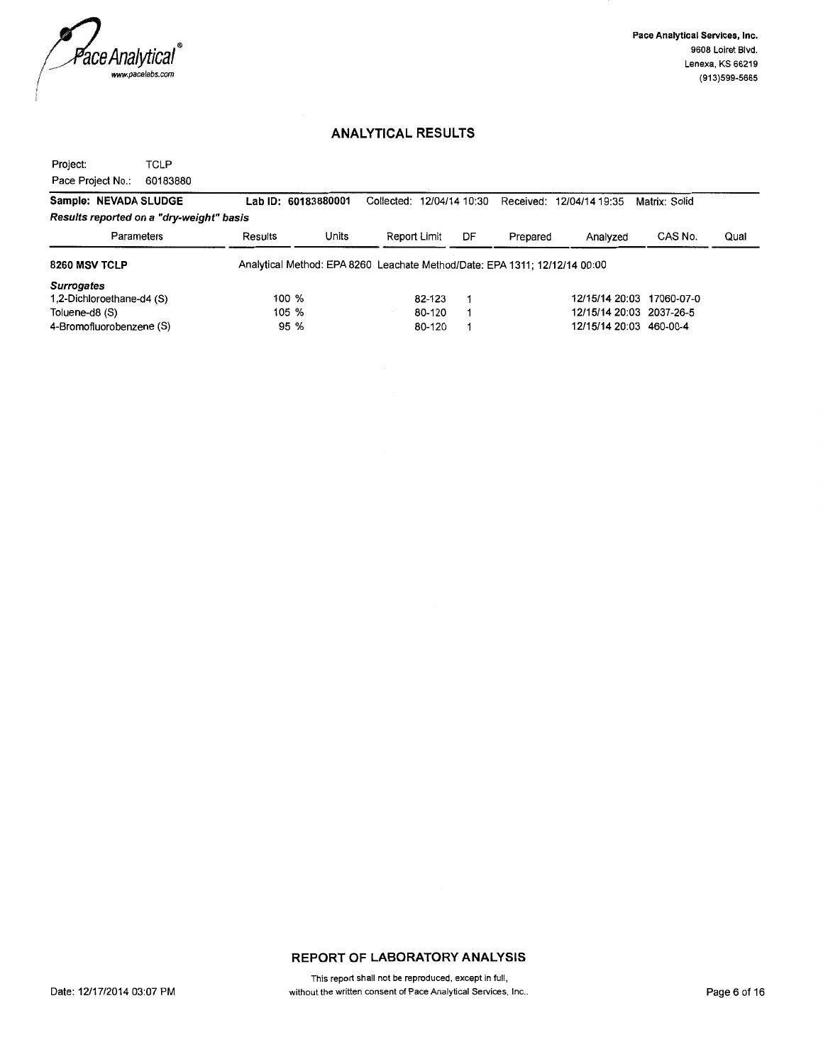# ANALYTICAL RESULTS

Project: TCLP

Pace Project No.: 60183880

| Sample: NEVADA SLUDGE | Lab ID: 60183880001 | | Collected: 12/04/14 10:30 | | Received: 12/04/14 19:35 | | Matrix: Solid | |
|---|---|---|---|---|---|---|---|---|
| *Results reported on a "dry-weight" basis* | | | | | | | | |
| Parameters | Results | Units | Report Limit | DF | Prepared | Analyzed | CAS No. | Qual |
| **8260 MSV TCLP** | Analytical Method: EPA 8260 Leachate Method/Date: EPA 1311; 12/12/14 00:00 | | | | | | | |
| ***Surrogates*** | | | | | | | | |
| 1,2-Dichloroethane-d4 (S) | 100 | % | 82-123 | 1 | | 12/15/14 20:03 | 17060-07-0 | |
| Toluene-d8 (S) | 105 | % | 80-120 | 1 | | 12/15/14 20:03 | 2037-26-5 | |
| 4-Bromofluorobenzene (S) | 95 | % | 80-120 | 1 | | 12/15/14 20:03 | 460-00-4 | |

**REPORT OF LABORATORY ANALYSIS**

This report shall not be reproduced, except in full, without the written consent of Pace Analytical Services, Inc..

Date: 12/17/2014 03:07 PM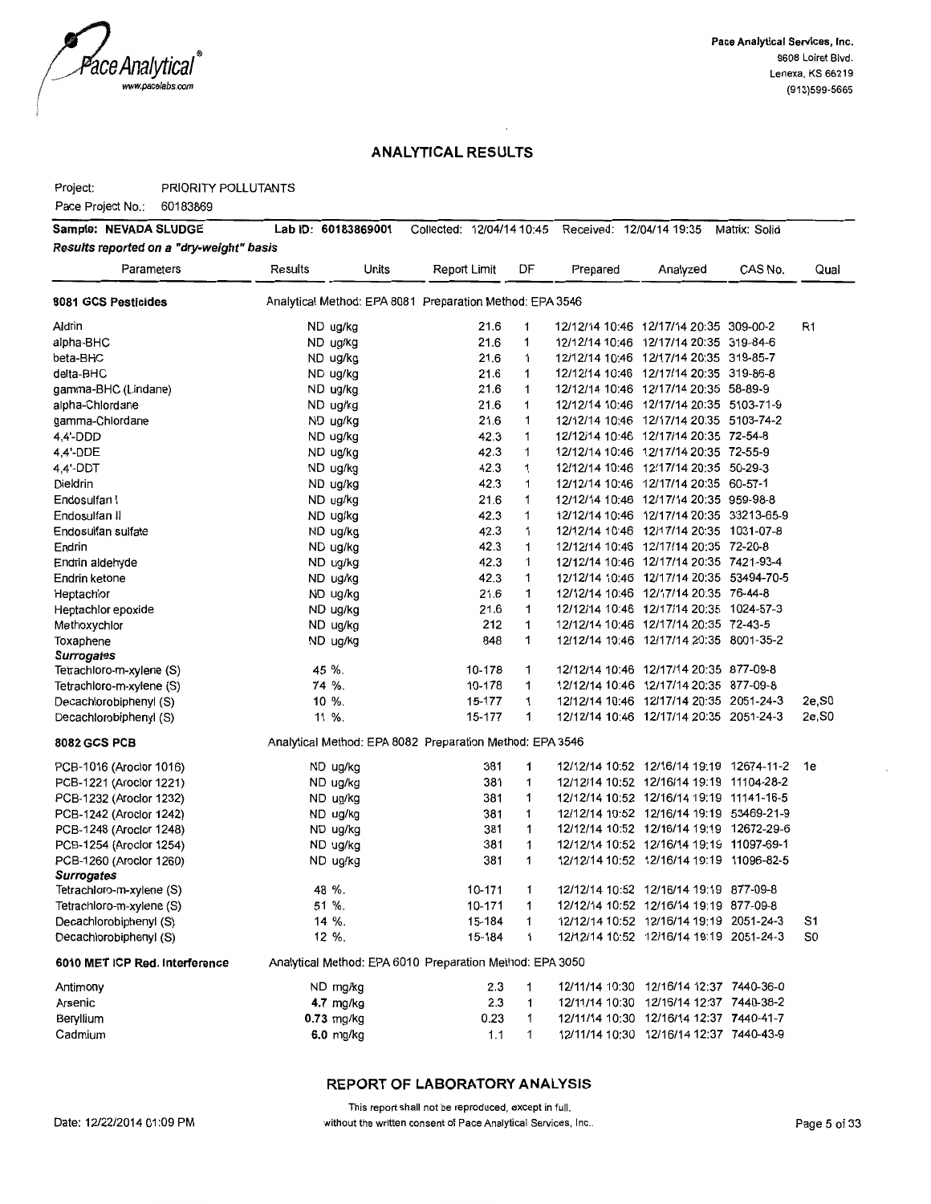# ANALYTICAL RESULTS

Project: PRIORITY POLLUTANTS

Pace Project No.: 60183869

| Sample: NEVADA SLUDGE | Lab ID: 60183869001 | | Collected: 12/04/14 10:45 | | Received: 12/04/14 19:35 | | Matrix: Solid | |
|---|---|---|---|---|---|---|---|---|
| *Results reported on a "dry-weight" basis* | | | | | | | | |
| Parameters | Results | Units | Report Limit | DF | Prepared | Analyzed | CAS No. | Qual |
| **8081 GCS Pesticides** | Analytical Method: EPA 8081 Preparation Method: EPA 3546 | | | | | | | |
| Aldrin | ND | ug/kg | 21.6 | 1 | 12/12/14 10:46 | 12/17/14 20:35 | 309-00-2 | R1 |
| alpha-BHC | ND | ug/kg | 21.6 | 1 | 12/12/14 10:46 | 12/17/14 20:35 | 319-84-6 | |
| beta-BHC | ND | ug/kg | 21.6 | 1 | 12/12/14 10:46 | 12/17/14 20:35 | 319-85-7 | |
| delta-BHC | ND | ug/kg | 21.6 | 1 | 12/12/14 10:46 | 12/17/14 20:35 | 319-86-8 | |
| gamma-BHC (Lindane) | ND | ug/kg | 21.6 | 1 | 12/12/14 10:46 | 12/17/14 20:35 | 58-89-9 | |
| alpha-Chlordane | ND | ug/kg | 21.6 | 1 | 12/12/14 10:46 | 12/17/14 20:35 | 5103-71-9 | |
| gamma-Chlordane | ND | ug/kg | 21.6 | 1 | 12/12/14 10:46 | 12/17/14 20:35 | 5103-74-2 | |
| 4,4'-DDD | ND | ug/kg | 42.3 | 1 | 12/12/14 10:46 | 12/17/14 20:35 | 72-54-8 | |
| 4,4'-DDE | ND | ug/kg | 42.3 | 1 | 12/12/14 10:46 | 12/17/14 20:35 | 72-55-9 | |
| 4,4'-DDT | ND | ug/kg | 42.3 | 1 | 12/12/14 10:46 | 12/17/14 20:35 | 50-29-3 | |
| Dieldrin | ND | ug/kg | 42.3 | 1 | 12/12/14 10:46 | 12/17/14 20:35 | 60-57-1 | |
| Endosulfan I | ND | ug/kg | 21.6 | 1 | 12/12/14 10:46 | 12/17/14 20:35 | 959-98-8 | |
| Endosulfan II | ND | ug/kg | 42.3 | 1 | 12/12/14 10:46 | 12/17/14 20:35 | 33213-65-9 | |
| Endosulfan sulfate | ND | ug/kg | 42.3 | 1 | 12/12/14 10:46 | 12/17/14 20:35 | 1031-07-8 | |
| Endrin | ND | ug/kg | 42.3 | 1 | 12/12/14 10:46 | 12/17/14 20:35 | 72-20-8 | |
| Endrin aldehyde | ND | ug/kg | 42.3 | 1 | 12/12/14 10:46 | 12/17/14 20:35 | 7421-93-4 | |
| Endrin ketone | ND | ug/kg | 42.3 | 1 | 12/12/14 10:46 | 12/17/14 20:35 | 53494-70-5 | |
| Heptachlor | ND | ug/kg | 21.6 | 1 | 12/12/14 10:46 | 12/17/14 20:35 | 76-44-8 | |
| Heptachlor epoxide | ND | ug/kg | 21.6 | 1 | 12/12/14 10:46 | 12/17/14 20:35 | 1024-57-3 | |
| Methoxychlor | ND | ug/kg | 212 | 1 | 12/12/14 10:46 | 12/17/14 20:35 | 72-43-5 | |
| Toxaphene | ND | ug/kg | 848 | 1 | 12/12/14 10:46 | 12/17/14 20:35 | 8001-35-2 | |
| ***Surrogates*** | | | | | | | | |
| Tetrachloro-m-xylene (S) | 45 | %. | 10-178 | 1 | 12/12/14 10:46 | 12/17/14 20:35 | 877-09-8 | |
| Tetrachloro-m-xylene (S) | 74 | %. | 10-178 | 1 | 12/12/14 10:46 | 12/17/14 20:35 | 877-09-8 | |
| Decachlorobiphenyl (S) | 10 | %. | 15-177 | 1 | 12/12/14 10:46 | 12/17/14 20:35 | 2051-24-3 | 2e,S0 |
| Decachlorobiphenyl (S) | 11 | %. | 15-177 | 1 | 12/12/14 10:46 | 12/17/14 20:35 | 2051-24-3 | 2e,S0 |
| **8082 GCS PCB** | Analytical Method: EPA 8082 Preparation Method: EPA 3546 | | | | | | | |
| PCB-1016 (Aroclor 1016) | ND | ug/kg | 381 | 1 | 12/12/14 10:52 | 12/16/14 19:19 | 12674-11-2 | 1e |
| PCB-1221 (Aroclor 1221) | ND | ug/kg | 381 | 1 | 12/12/14 10:52 | 12/16/14 19:19 | 11104-28-2 | |
| PCB-1232 (Aroclor 1232) | ND | ug/kg | 381 | 1 | 12/12/14 10:52 | 12/16/14 19:19 | 11141-16-5 | |
| PCB-1242 (Aroclor 1242) | ND | ug/kg | 381 | 1 | 12/12/14 10:52 | 12/16/14 19:19 | 53469-21-9 | |
| PCB-1248 (Aroclor 1248) | ND | ug/kg | 381 | 1 | 12/12/14 10:52 | 12/16/14 19:19 | 12672-29-6 | |
| PCB-1254 (Aroclor 1254) | ND | ug/kg | 381 | 1 | 12/12/14 10:52 | 12/16/14 19:19 | 11097-69-1 | |
| PCB-1260 (Aroclor 1260) | ND | ug/kg | 381 | 1 | 12/12/14 10:52 | 12/16/14 19:19 | 11096-82-5 | |
| ***Surrogates*** | | | | | | | | |
| Tetrachloro-m-xylene (S) | 48 | %. | 10-171 | 1 | 12/12/14 10:52 | 12/16/14 19:19 | 877-09-8 | |
| Tetrachloro-m-xylene (S) | 51 | %. | 10-171 | 1 | 12/12/14 10:52 | 12/16/14 19:19 | 877-09-8 | |
| Decachlorobiphenyl (S) | 14 | %. | 15-184 | 1 | 12/12/14 10:52 | 12/16/14 19:19 | 2051-24-3 | S1 |
| Decachlorobiphenyl (S) | 12 | %. | 15-184 | 1 | 12/12/14 10:52 | 12/16/14 19:19 | 2051-24-3 | S0 |
| **6010 MET ICP Red. Interference** | Analytical Method: EPA 6010 Preparation Method: EPA 3050 | | | | | | | |
| Antimony | ND | mg/kg | 2.3 | 1 | 12/11/14 10:30 | 12/16/14 12:37 | 7440-36-0 | |
| Arsenic | **4.7** | mg/kg | 2.3 | 1 | 12/11/14 10:30 | 12/16/14 12:37 | 7440-38-2 | |
| Beryllium | **0.73** | mg/kg | 0.23 | 1 | 12/11/14 10:30 | 12/16/14 12:37 | 7440-41-7 | |
| Cadmium | **6.0** | mg/kg | 1.1 | 1 | 12/11/14 10:30 | 12/16/14 12:37 | 7440-43-9 | |

## REPORT OF LABORATORY ANALYSIS

This report shall not be reproduced, except in full, without the written consent of Pace Analytical Services, Inc..

Date: 12/22/2014 01:09 PM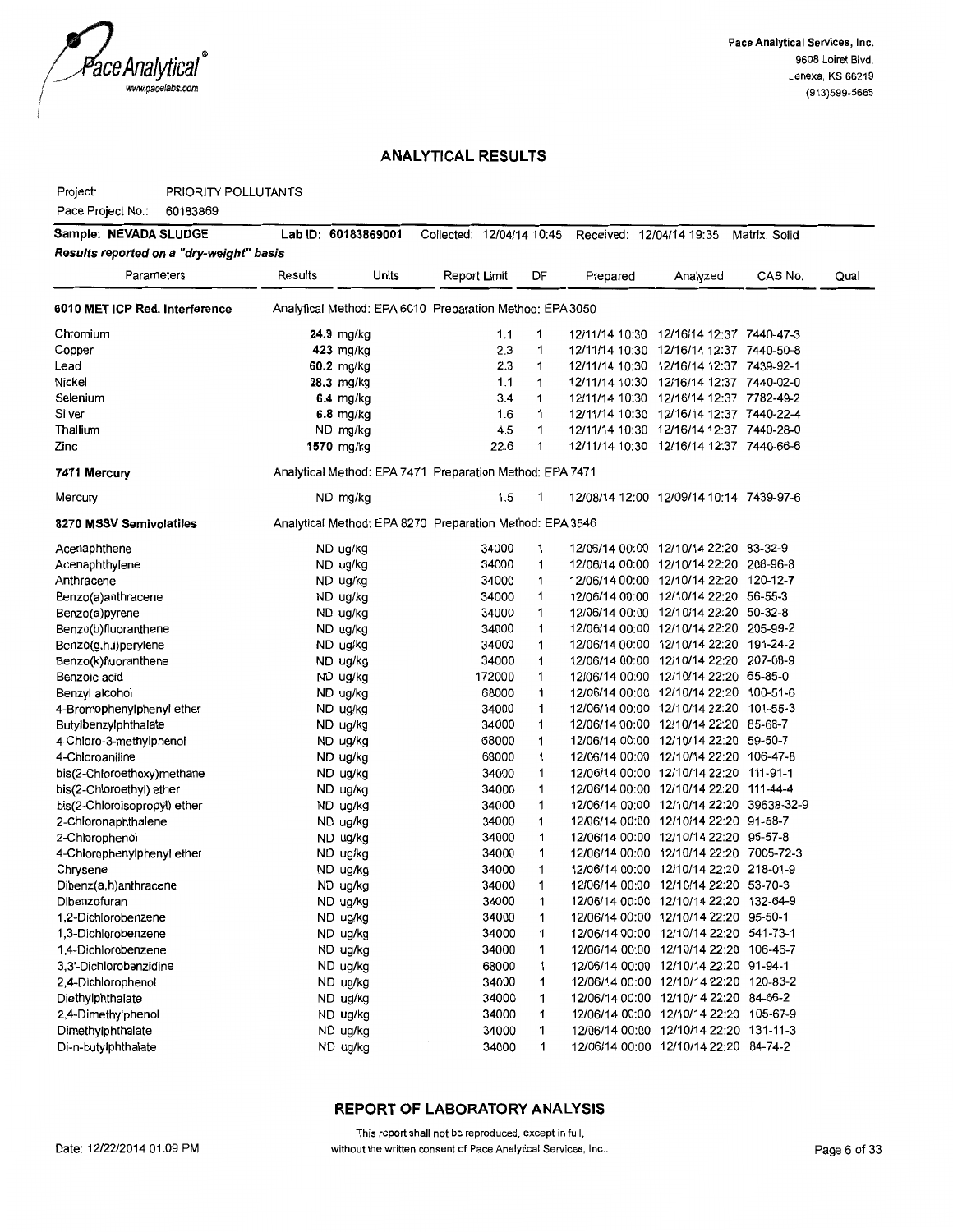Pace Analytical Services, Inc.
9608 Loiret Blvd.
Lenexa, KS 66219
(913)599-5665

## ANALYTICAL RESULTS

Project: PRIORITY POLLUTANTS

Pace Project No.: 60183869

| Sample: NEVADA SLUDGE | Lab ID: 60183869001 | | Collected: 12/04/14 10:45 | | Received: 12/04/14 19:35 | | Matrix: Solid | |
|---|---|---|---|---|---|---|---|---|
| ***Results reported on a "dry-weight" basis*** | | | | | | | | |
| Parameters | Results | Units | Report Limit | DF | Prepared | Analyzed | CAS No. | Qual |
| **6010 MET ICP Red. Interference** | Analytical Method: EPA 6010 Preparation Method: EPA 3050 | | | | | | | |
| Chromium | **24.9** | mg/kg | 1.1 | 1 | 12/11/14 10:30 | 12/16/14 12:37 | 7440-47-3 | |
| Copper | **423** | mg/kg | 2.3 | 1 | 12/11/14 10:30 | 12/16/14 12:37 | 7440-50-8 | |
| Lead | **60.2** | mg/kg | 2.3 | 1 | 12/11/14 10:30 | 12/16/14 12:37 | 7439-92-1 | |
| Nickel | **28.3** | mg/kg | 1.1 | 1 | 12/11/14 10:30 | 12/16/14 12:37 | 7440-02-0 | |
| Selenium | **6.4** | mg/kg | 3.4 | 1 | 12/11/14 10:30 | 12/16/14 12:37 | 7782-49-2 | |
| Silver | **6.8** | mg/kg | 1.6 | 1 | 12/11/14 10:30 | 12/16/14 12:37 | 7440-22-4 | |
| Thallium | ND | mg/kg | 4.5 | 1 | 12/11/14 10:30 | 12/16/14 12:37 | 7440-28-0 | |
| Zinc | **1570** | mg/kg | 22.6 | 1 | 12/11/14 10:30 | 12/16/14 12:37 | 7440-66-6 | |
| **7471 Mercury** | Analytical Method: EPA 7471 Preparation Method: EPA 7471 | | | | | | | |
| Mercury | ND | mg/kg | 1.5 | 1 | 12/08/14 12:00 | 12/09/14 10:14 | 7439-97-6 | |
| **8270 MSSV Semivolatiles** | Analytical Method: EPA 8270 Preparation Method: EPA 3546 | | | | | | | |
| Acenaphthene | ND | ug/kg | 34000 | 1 | 12/06/14 00:00 | 12/10/14 22:20 | 83-32-9 | |
| Acenaphthylene | ND | ug/kg | 34000 | 1 | 12/06/14 00:00 | 12/10/14 22:20 | 208-96-8 | |
| Anthracene | ND | ug/kg | 34000 | 1 | 12/06/14 00:00 | 12/10/14 22:20 | 120-12-7 | |
| Benzo(a)anthracene | ND | ug/kg | 34000 | 1 | 12/06/14 00:00 | 12/10/14 22:20 | 56-55-3 | |
| Benzo(a)pyrene | ND | ug/kg | 34000 | 1 | 12/06/14 00:00 | 12/10/14 22:20 | 50-32-8 | |
| Benzo(b)fluoranthene | ND | ug/kg | 34000 | 1 | 12/06/14 00:00 | 12/10/14 22:20 | 205-99-2 | |
| Benzo(g,h,i)perylene | ND | ug/kg | 34000 | 1 | 12/06/14 00:00 | 12/10/14 22:20 | 191-24-2 | |
| Benzo(k)fluoranthene | ND | ug/kg | 34000 | 1 | 12/06/14 00:00 | 12/10/14 22:20 | 207-08-9 | |
| Benzoic acid | ND | ug/kg | 172000 | 1 | 12/06/14 00:00 | 12/10/14 22:20 | 65-85-0 | |
| Benzyl alcohol | ND | ug/kg | 68000 | 1 | 12/06/14 00:00 | 12/10/14 22:20 | 100-51-6 | |
| 4-Bromophenylphenyl ether | ND | ug/kg | 34000 | 1 | 12/06/14 00:00 | 12/10/14 22:20 | 101-55-3 | |
| Butylbenzylphthalate | ND | ug/kg | 34000 | 1 | 12/06/14 00:00 | 12/10/14 22:20 | 85-68-7 | |
| 4-Chloro-3-methylphenol | ND | ug/kg | 68000 | 1 | 12/06/14 00:00 | 12/10/14 22:20 | 59-50-7 | |
| 4-Chloroaniline | ND | ug/kg | 68000 | 1 | 12/06/14 00:00 | 12/10/14 22:20 | 106-47-8 | |
| bis(2-Chloroethoxy)methane | ND | ug/kg | 34000 | 1 | 12/06/14 00:00 | 12/10/14 22:20 | 111-91-1 | |
| bis(2-Chloroethyl) ether | ND | ug/kg | 34000 | 1 | 12/06/14 00:00 | 12/10/14 22:20 | 111-44-4 | |
| bis(2-Chloroisopropyl) ether | ND | ug/kg | 34000 | 1 | 12/06/14 00:00 | 12/10/14 22:20 | 39638-32-9 | |
| 2-Chloronaphthalene | ND | ug/kg | 34000 | 1 | 12/06/14 00:00 | 12/10/14 22:20 | 91-58-7 | |
| 2-Chlorophenol | ND | ug/kg | 34000 | 1 | 12/06/14 00:00 | 12/10/14 22:20 | 95-57-8 | |
| 4-Chlorophenylphenyl ether | ND | ug/kg | 34000 | 1 | 12/06/14 00:00 | 12/10/14 22:20 | 7005-72-3 | |
| Chrysene | ND | ug/kg | 34000 | 1 | 12/06/14 00:00 | 12/10/14 22:20 | 218-01-9 | |
| Dibenz(a,h)anthracene | ND | ug/kg | 34000 | 1 | 12/06/14 00:00 | 12/10/14 22:20 | 53-70-3 | |
| Dibenzofuran | ND | ug/kg | 34000 | 1 | 12/06/14 00:00 | 12/10/14 22:20 | 132-64-9 | |
| 1,2-Dichlorobenzene | ND | ug/kg | 34000 | 1 | 12/06/14 00:00 | 12/10/14 22:20 | 95-50-1 | |
| 1,3-Dichlorobenzene | ND | ug/kg | 34000 | 1 | 12/06/14 00:00 | 12/10/14 22:20 | 541-73-1 | |
| 1,4-Dichlorobenzene | ND | ug/kg | 34000 | 1 | 12/06/14 00:00 | 12/10/14 22:20 | 106-46-7 | |
| 3,3'-Dichlorobenzidine | ND | ug/kg | 68000 | 1 | 12/06/14 00:00 | 12/10/14 22:20 | 91-94-1 | |
| 2,4-Dichlorophenol | ND | ug/kg | 34000 | 1 | 12/06/14 00:00 | 12/10/14 22:20 | 120-83-2 | |
| Diethylphthalate | ND | ug/kg | 34000 | 1 | 12/06/14 00:00 | 12/10/14 22:20 | 84-66-2 | |
| 2,4-Dimethylphenol | ND | ug/kg | 34000 | 1 | 12/06/14 00:00 | 12/10/14 22:20 | 105-67-9 | |
| Dimethylphthalate | ND | ug/kg | 34000 | 1 | 12/06/14 00:00 | 12/10/14 22:20 | 131-11-3 | |
| Di-n-butylphthalate | ND | ug/kg | 34000 | 1 | 12/06/14 00:00 | 12/10/14 22:20 | 84-74-2 | |

### REPORT OF LABORATORY ANALYSIS

This report shall not be reproduced, except in full, without the written consent of Pace Analytical Services, Inc..

Date: 12/22/2014 01:09 PM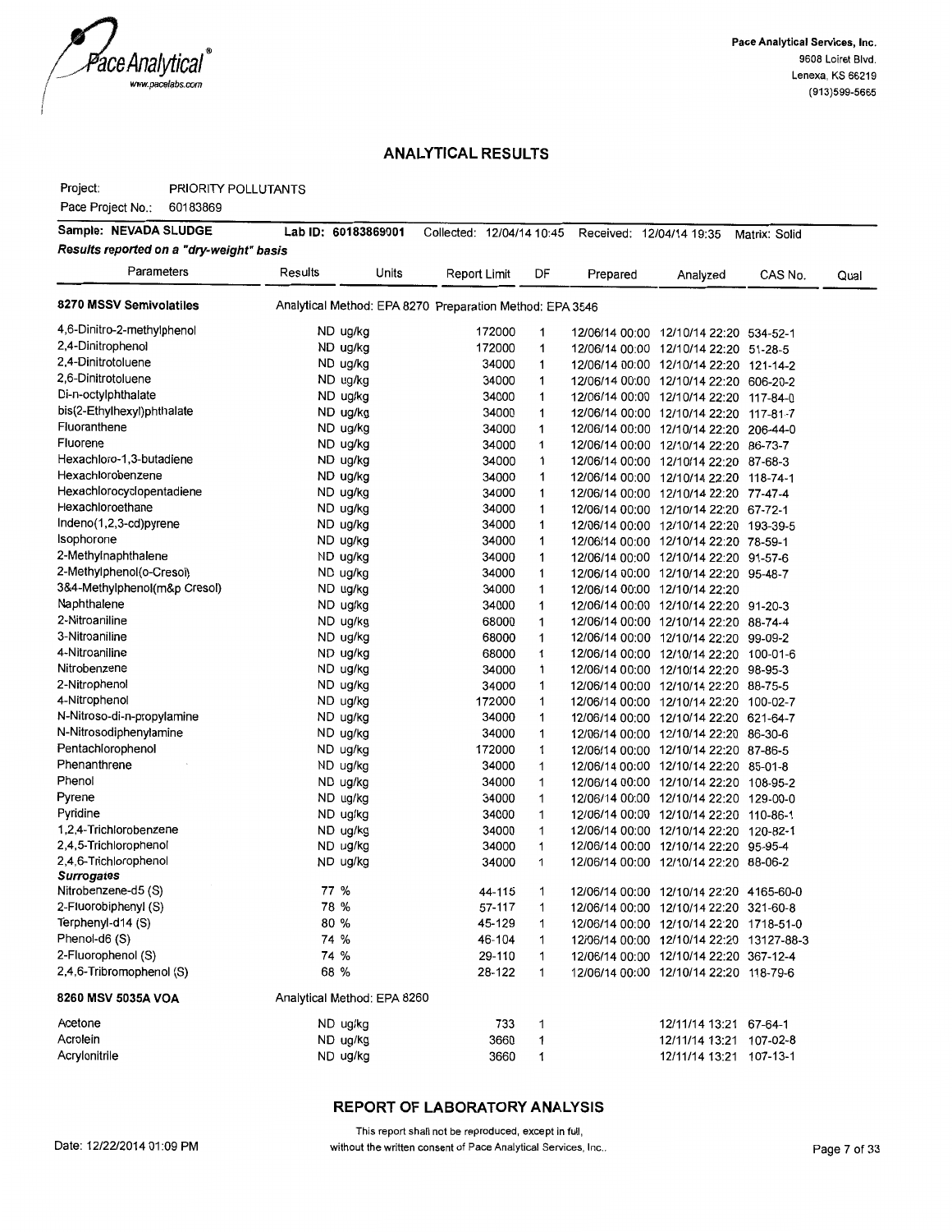## ANALYTICAL RESULTS

Project: PRIORITY POLLUTANTS

Pace Project No.: 60183869

**Sample: NEVADA SLUDGE** | **Lab ID: 60183869001** | Collected: 12/04/14 10:45 | Received: 12/04/14 19:35 | Matrix: Solid

***Results reported on a "dry-weight" basis***

| Parameters | Results | Units | Report Limit | DF | Prepared | Analyzed | CAS No. | Qual |
|---|---|---|---|---|---|---|---|---|
| **8270 MSSV Semivolatiles** | Analytical Method: EPA 8270 Preparation Method: EPA 3546 | | | | | | | |
| 4,6-Dinitro-2-methylphenol | ND | ug/kg | 172000 | 1 | 12/06/14 00:00 | 12/10/14 22:20 | 534-52-1 | |
| 2,4-Dinitrophenol | ND | ug/kg | 172000 | 1 | 12/06/14 00:00 | 12/10/14 22:20 | 51-28-5 | |
| 2,4-Dinitrotoluene | ND | ug/kg | 34000 | 1 | 12/06/14 00:00 | 12/10/14 22:20 | 121-14-2 | |
| 2,6-Dinitrotoluene | ND | ug/kg | 34000 | 1 | 12/06/14 00:00 | 12/10/14 22:20 | 606-20-2 | |
| Di-n-octylphthalate | ND | ug/kg | 34000 | 1 | 12/06/14 00:00 | 12/10/14 22:20 | 117-84-0 | |
| bis(2-Ethylhexyl)phthalate | ND | ug/kg | 34000 | 1 | 12/06/14 00:00 | 12/10/14 22:20 | 117-81-7 | |
| Fluoranthene | ND | ug/kg | 34000 | 1 | 12/06/14 00:00 | 12/10/14 22:20 | 206-44-0 | |
| Fluorene | ND | ug/kg | 34000 | 1 | 12/06/14 00:00 | 12/10/14 22:20 | 86-73-7 | |
| Hexachloro-1,3-butadiene | ND | ug/kg | 34000 | 1 | 12/06/14 00:00 | 12/10/14 22:20 | 87-68-3 | |
| Hexachlorobenzene | ND | ug/kg | 34000 | 1 | 12/06/14 00:00 | 12/10/14 22:20 | 118-74-1 | |
| Hexachlorocyclopentadiene | ND | ug/kg | 34000 | 1 | 12/06/14 00:00 | 12/10/14 22:20 | 77-47-4 | |
| Hexachloroethane | ND | ug/kg | 34000 | 1 | 12/06/14 00:00 | 12/10/14 22:20 | 67-72-1 | |
| Indeno(1,2,3-cd)pyrene | ND | ug/kg | 34000 | 1 | 12/06/14 00:00 | 12/10/14 22:20 | 193-39-5 | |
| Isophorone | ND | ug/kg | 34000 | 1 | 12/06/14 00:00 | 12/10/14 22:20 | 78-59-1 | |
| 2-Methylnaphthalene | ND | ug/kg | 34000 | 1 | 12/06/14 00:00 | 12/10/14 22:20 | 91-57-6 | |
| 2-Methylphenol(o-Cresol) | ND | ug/kg | 34000 | 1 | 12/06/14 00:00 | 12/10/14 22:20 | 95-48-7 | |
| 3&4-Methylphenol(m&p Cresol) | ND | ug/kg | 34000 | 1 | 12/06/14 00:00 | 12/10/14 22:20 | | |
| Naphthalene | ND | ug/kg | 34000 | 1 | 12/06/14 00:00 | 12/10/14 22:20 | 91-20-3 | |
| 2-Nitroaniline | ND | ug/kg | 68000 | 1 | 12/06/14 00:00 | 12/10/14 22:20 | 88-74-4 | |
| 3-Nitroaniline | ND | ug/kg | 68000 | 1 | 12/06/14 00:00 | 12/10/14 22:20 | 99-09-2 | |
| 4-Nitroaniline | ND | ug/kg | 68000 | 1 | 12/06/14 00:00 | 12/10/14 22:20 | 100-01-6 | |
| Nitrobenzene | ND | ug/kg | 34000 | 1 | 12/06/14 00:00 | 12/10/14 22:20 | 98-95-3 | |
| 2-Nitrophenol | ND | ug/kg | 34000 | 1 | 12/06/14 00:00 | 12/10/14 22:20 | 88-75-5 | |
| 4-Nitrophenol | ND | ug/kg | 172000 | 1 | 12/06/14 00:00 | 12/10/14 22:20 | 100-02-7 | |
| N-Nitroso-di-n-propylamine | ND | ug/kg | 34000 | 1 | 12/06/14 00:00 | 12/10/14 22:20 | 621-64-7 | |
| N-Nitrosodiphenylamine | ND | ug/kg | 34000 | 1 | 12/06/14 00:00 | 12/10/14 22:20 | 86-30-6 | |
| Pentachlorophenol | ND | ug/kg | 172000 | 1 | 12/06/14 00:00 | 12/10/14 22:20 | 87-86-5 | |
| Phenanthrene | ND | ug/kg | 34000 | 1 | 12/06/14 00:00 | 12/10/14 22:20 | 85-01-8 | |
| Phenol | ND | ug/kg | 34000 | 1 | 12/06/14 00:00 | 12/10/14 22:20 | 108-95-2 | |
| Pyrene | ND | ug/kg | 34000 | 1 | 12/06/14 00:00 | 12/10/14 22:20 | 129-00-0 | |
| Pyridine | ND | ug/kg | 34000 | 1 | 12/06/14 00:00 | 12/10/14 22:20 | 110-86-1 | |
| 1,2,4-Trichlorobenzene | ND | ug/kg | 34000 | 1 | 12/06/14 00:00 | 12/10/14 22:20 | 120-82-1 | |
| 2,4,5-Trichlorophenol | ND | ug/kg | 34000 | 1 | 12/06/14 00:00 | 12/10/14 22:20 | 95-95-4 | |
| 2,4,6-Trichlorophenol | ND | ug/kg | 34000 | 1 | 12/06/14 00:00 | 12/10/14 22:20 | 88-06-2 | |
| ***Surrogates*** | | | | | | | | |
| Nitrobenzene-d5 (S) | 77 | % | 44-115 | 1 | 12/06/14 00:00 | 12/10/14 22:20 | 4165-60-0 | |
| 2-Fluorobiphenyl (S) | 78 | % | 57-117 | 1 | 12/06/14 00:00 | 12/10/14 22:20 | 321-60-8 | |
| Terphenyl-d14 (S) | 80 | % | 45-129 | 1 | 12/06/14 00:00 | 12/10/14 22:20 | 1718-51-0 | |
| Phenol-d6 (S) | 74 | % | 46-104 | 1 | 12/06/14 00:00 | 12/10/14 22:20 | 13127-88-3 | |
| 2-Fluorophenol (S) | 74 | % | 29-110 | 1 | 12/06/14 00:00 | 12/10/14 22:20 | 367-12-4 | |
| 2,4,6-Tribromophenol (S) | 68 | % | 28-122 | 1 | 12/06/14 00:00 | 12/10/14 22:20 | 118-79-6 | |
| **8260 MSV 5035A VOA** | Analytical Method: EPA 8260 | | | | | | | |
| Acetone | ND | ug/kg | 733 | 1 | | 12/11/14 13:21 | 67-64-1 | |
| Acrolein | ND | ug/kg | 3660 | 1 | | 12/11/14 13:21 | 107-02-8 | |
| Acrylonitrile | ND | ug/kg | 3660 | 1 | | 12/11/14 13:21 | 107-13-1 | |

**REPORT OF LABORATORY ANALYSIS**

This report shall not be reproduced, except in full, without the written consent of Pace Analytical Services, Inc..

Date: 12/22/2014 01:09 PM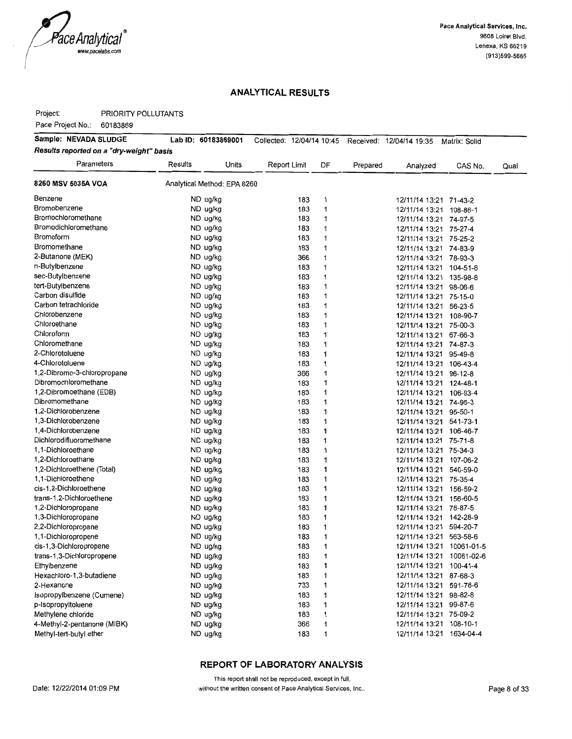Pace Analytical Services, Inc.
9608 Loiret Blvd.
Lenexa, KS 66219
(913)599-5665

## ANALYTICAL RESULTS

Project: PRIORITY POLLUTANTS

Pace Project No.: 60183869

**Sample: NEVADA SLUDGE** | **Lab ID: 60183869001** | Collected: 12/04/14 10:45 | Received: 12/04/14 19:35 | Matrix: Solid

***Results reported on a "dry-weight" basis***

| Parameters | Results | Units | Report Limit | DF | Prepared | Analyzed | CAS No. | Qual |
|---|---|---|---|---|---|---|---|---|
| **8260 MSV 5035A VOA** | Analytical Method: EPA 8260 | | | | | | | |
| Benzene | ND | ug/kg | 183 | 1 | | 12/11/14 13:21 | 71-43-2 | |
| Bromobenzene | ND | ug/kg | 183 | 1 | | 12/11/14 13:21 | 108-86-1 | |
| Bromochloromethane | ND | ug/kg | 183 | 1 | | 12/11/14 13:21 | 74-97-5 | |
| Bromodichloromethane | ND | ug/kg | 183 | 1 | | 12/11/14 13:21 | 75-27-4 | |
| Bromoform | ND | ug/kg | 183 | 1 | | 12/11/14 13:21 | 75-25-2 | |
| Bromomethane | ND | ug/kg | 183 | 1 | | 12/11/14 13:21 | 74-83-9 | |
| 2-Butanone (MEK) | ND | ug/kg | 366 | 1 | | 12/11/14 13:21 | 78-93-3 | |
| n-Butylbenzene | ND | ug/kg | 183 | 1 | | 12/11/14 13:21 | 104-51-8 | |
| sec-Butylbenzene | ND | ug/kg | 183 | 1 | | 12/11/14 13:21 | 135-98-8 | |
| tert-Butylbenzene | ND | ug/kg | 183 | 1 | | 12/11/14 13:21 | 98-06-6 | |
| Carbon disulfide | ND | ug/kg | 183 | 1 | | 12/11/14 13:21 | 75-15-0 | |
| Carbon tetrachloride | ND | ug/kg | 183 | 1 | | 12/11/14 13:21 | 56-23-5 | |
| Chlorobenzene | ND | ug/kg | 183 | 1 | | 12/11/14 13:21 | 108-90-7 | |
| Chloroethane | ND | ug/kg | 183 | 1 | | 12/11/14 13:21 | 75-00-3 | |
| Chloroform | ND | ug/kg | 183 | 1 | | 12/11/14 13:21 | 67-66-3 | |
| Chloromethane | ND | ug/kg | 183 | 1 | | 12/11/14 13:21 | 74-87-3 | |
| 2-Chlorotoluene | ND | ug/kg | 183 | 1 | | 12/11/14 13:21 | 95-49-8 | |
| 4-Chlorotoluene | ND | ug/kg | 183 | 1 | | 12/11/14 13:21 | 106-43-4 | |
| 1,2-Dibromo-3-chloropropane | ND | ug/kg | 366 | 1 | | 12/11/14 13:21 | 96-12-8 | |
| Dibromochloromethane | ND | ug/kg | 183 | 1 | | 12/11/14 13:21 | 124-48-1 | |
| 1,2-Dibromoethane (EDB) | ND | ug/kg | 183 | 1 | | 12/11/14 13:21 | 106-93-4 | |
| Dibromomethane | ND | ug/kg | 183 | 1 | | 12/11/14 13:21 | 74-95-3 | |
| 1,2-Dichlorobenzene | ND | ug/kg | 183 | 1 | | 12/11/14 13:21 | 95-50-1 | |
| 1,3-Dichlorobenzene | ND | ug/kg | 183 | 1 | | 12/11/14 13:21 | 541-73-1 | |
| 1,4-Dichlorobenzene | ND | ug/kg | 183 | 1 | | 12/11/14 13:21 | 106-46-7 | |
| Dichlorodifluoromethane | ND | ug/kg | 183 | 1 | | 12/11/14 13:21 | 75-71-8 | |
| 1,1-Dichloroethane | ND | ug/kg | 183 | 1 | | 12/11/14 13:21 | 75-34-3 | |
| 1,2-Dichloroethane | ND | ug/kg | 183 | 1 | | 12/11/14 13:21 | 107-06-2 | |
| 1,2-Dichloroethene (Total) | ND | ug/kg | 183 | 1 | | 12/11/14 13:21 | 540-59-0 | |
| 1,1-Dichloroethene | ND | ug/kg | 183 | 1 | | 12/11/14 13:21 | 75-35-4 | |
| cis-1,2-Dichloroethene | ND | ug/kg | 183 | 1 | | 12/11/14 13:21 | 156-59-2 | |
| trans-1,2-Dichloroethene | ND | ug/kg | 183 | 1 | | 12/11/14 13:21 | 156-60-5 | |
| 1,2-Dichloropropane | ND | ug/kg | 183 | 1 | | 12/11/14 13:21 | 78-87-5 | |
| 1,3-Dichloropropane | ND | ug/kg | 183 | 1 | | 12/11/14 13:21 | 142-28-9 | |
| 2,2-Dichloropropane | ND | ug/kg | 183 | 1 | | 12/11/14 13:21 | 594-20-7 | |
| 1,1-Dichloropropene | ND | ug/kg | 183 | 1 | | 12/11/14 13:21 | 563-58-6 | |
| cis-1,3-Dichloropropene | ND | ug/kg | 183 | 1 | | 12/11/14 13:21 | 10061-01-5 | |
| trans-1,3-Dichloropropene | ND | ug/kg | 183 | 1 | | 12/11/14 13:21 | 10061-02-6 | |
| Ethylbenzene | ND | ug/kg | 183 | 1 | | 12/11/14 13:21 | 100-41-4 | |
| Hexachloro-1,3-butadiene | ND | ug/kg | 183 | 1 | | 12/11/14 13:21 | 87-68-3 | |
| 2-Hexanone | ND | ug/kg | 733 | 1 | | 12/11/14 13:21 | 591-78-6 | |
| Isopropylbenzene (Cumene) | ND | ug/kg | 183 | 1 | | 12/11/14 13:21 | 98-82-8 | |
| p-Isopropyltoluene | ND | ug/kg | 183 | 1 | | 12/11/14 13:21 | 99-87-6 | |
| Methylene chloride | ND | ug/kg | 183 | 1 | | 12/11/14 13:21 | 75-09-2 | |
| 4-Methyl-2-pentanone (MIBK) | ND | ug/kg | 366 | 1 | | 12/11/14 13:21 | 108-10-1 | |
| Methyl-tert-butyl ether | ND | ug/kg | 183 | 1 | | 12/11/14 13:21 | 1634-04-4 | |

### REPORT OF LABORATORY ANALYSIS

This report shall not be reproduced, except in full, without the written consent of Pace Analytical Services, Inc..

Date: 12/22/2014 01:09 PM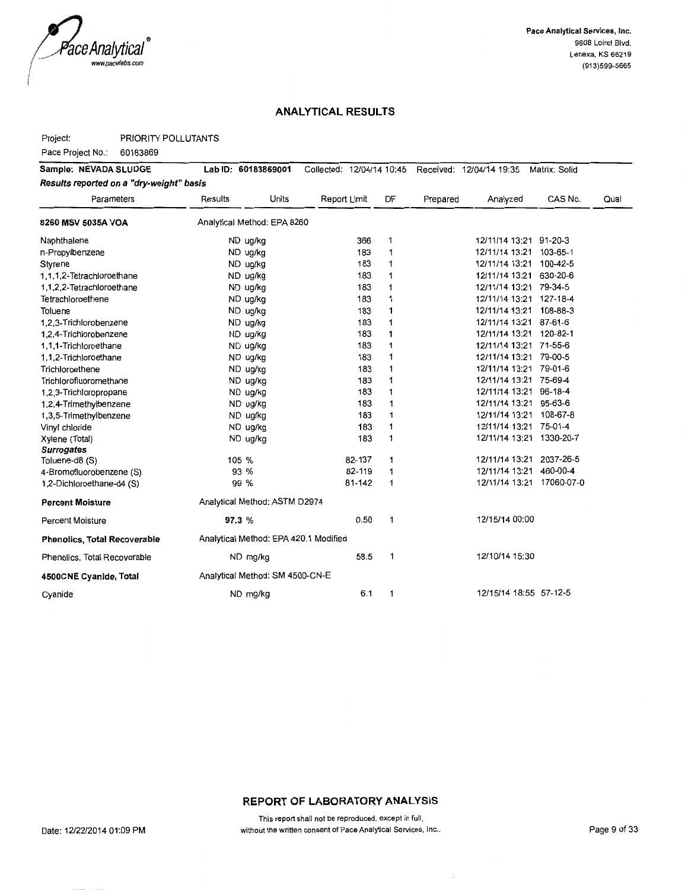Pace Analytical Services, Inc.
9608 Loiret Blvd.
Lenexa, KS 66219
(913)599-5665

## ANALYTICAL RESULTS

Project: PRIORITY POLLUTANTS

Pace Project No.: 60183869

| Sample: NEVADA SLUDGE | Lab ID: 60183869001 | Collected: 12/04/14 10:45 | Received: 12/04/14 19:35 | Matrix: Solid | | | | | |
|---|---|---|---|---|---|---|---|---|---|
| *Results reported on a "dry-weight" basis* | | | | | | | | | |
| Parameters | Results | Units | Report Limit | DF | Prepared | Analyzed | CAS No. | Qual |
| **8260 MSV 5035A VOA** | Analytical Method: EPA 8260 | | | | | | | |
| Naphthalene | ND | ug/kg | 366 | 1 | | 12/11/14 13:21 | 91-20-3 | |
| n-Propylbenzene | ND | ug/kg | 183 | 1 | | 12/11/14 13:21 | 103-65-1 | |
| Styrene | ND | ug/kg | 183 | 1 | | 12/11/14 13:21 | 100-42-5 | |
| 1,1,1,2-Tetrachloroethane | ND | ug/kg | 183 | 1 | | 12/11/14 13:21 | 630-20-6 | |
| 1,1,2,2-Tetrachloroethane | ND | ug/kg | 183 | 1 | | 12/11/14 13:21 | 79-34-5 | |
| Tetrachloroethene | ND | ug/kg | 183 | 1 | | 12/11/14 13:21 | 127-18-4 | |
| Toluene | ND | ug/kg | 183 | 1 | | 12/11/14 13:21 | 108-88-3 | |
| 1,2,3-Trichlorobenzene | ND | ug/kg | 183 | 1 | | 12/11/14 13:21 | 87-61-6 | |
| 1,2,4-Trichlorobenzene | ND | ug/kg | 183 | 1 | | 12/11/14 13:21 | 120-82-1 | |
| 1,1,1-Trichloroethane | ND | ug/kg | 183 | 1 | | 12/11/14 13:21 | 71-55-6 | |
| 1,1,2-Trichloroethane | ND | ug/kg | 183 | 1 | | 12/11/14 13:21 | 79-00-5 | |
| Trichloroethene | ND | ug/kg | 183 | 1 | | 12/11/14 13:21 | 79-01-6 | |
| Trichlorofluoromethane | ND | ug/kg | 183 | 1 | | 12/11/14 13:21 | 75-69-4 | |
| 1,2,3-Trichloropropane | ND | ug/kg | 183 | 1 | | 12/11/14 13:21 | 96-18-4 | |
| 1,2,4-Trimethylbenzene | ND | ug/kg | 183 | 1 | | 12/11/14 13:21 | 95-63-6 | |
| 1,3,5-Trimethylbenzene | ND | ug/kg | 183 | 1 | | 12/11/14 13:21 | 108-67-8 | |
| Vinyl chloride | ND | ug/kg | 183 | 1 | | 12/11/14 13:21 | 75-01-4 | |
| Xylene (Total) | ND | ug/kg | 183 | 1 | | 12/11/14 13:21 | 1330-20-7 | |
| ***Surrogates*** | | | | | | | | |
| Toluene-d8 (S) | 105 | % | 82-137 | 1 | | 12/11/14 13:21 | 2037-26-5 | |
| 4-Bromofluorobenzene (S) | 93 | % | 82-119 | 1 | | 12/11/14 13:21 | 460-00-4 | |
| 1,2-Dichloroethane-d4 (S) | 99 | % | 81-142 | 1 | | 12/11/14 13:21 | 17060-07-0 | |
| **Percent Moisture** | Analytical Method: ASTM D2974 | | | | | | | |
| Percent Moisture | **97.3** | % | 0.50 | 1 | | 12/15/14 00:00 | | |
| **Phenolics, Total Recoverable** | Analytical Method: EPA 420.1 Modified | | | | | | | |
| Phenolics, Total Recoverable | ND | mg/kg | 58.5 | 1 | | 12/10/14 15:30 | | |
| **4500CNE Cyanide, Total** | Analytical Method: SM 4500-CN-E | | | | | | | |
| Cyanide | ND | mg/kg | 6.1 | 1 | | 12/15/14 18:55 | 57-12-5 | |

## REPORT OF LABORATORY ANALYSIS

This report shall not be reproduced, except in full, without the written consent of Pace Analytical Services, Inc..

Date: 12/22/2014 01:09 PM